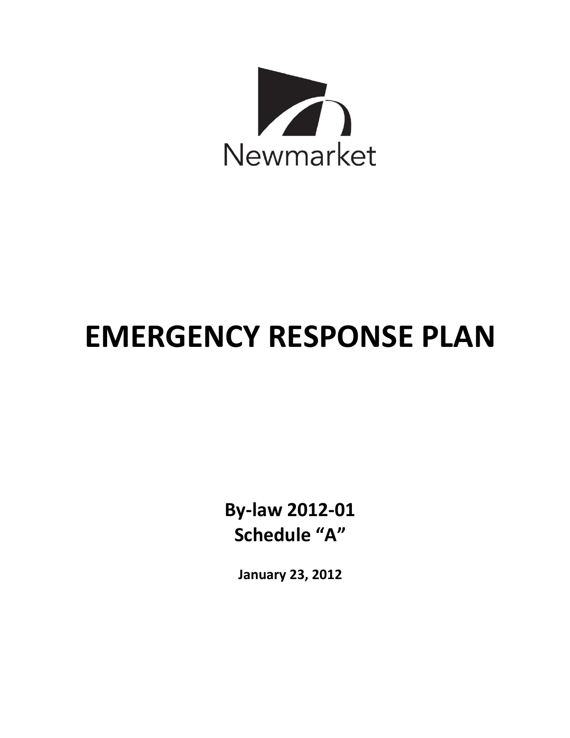Newmarket

# EMERGENCY RESPONSE PLAN

**By-law 2012-01**
**Schedule "A"**

**January 23, 2012**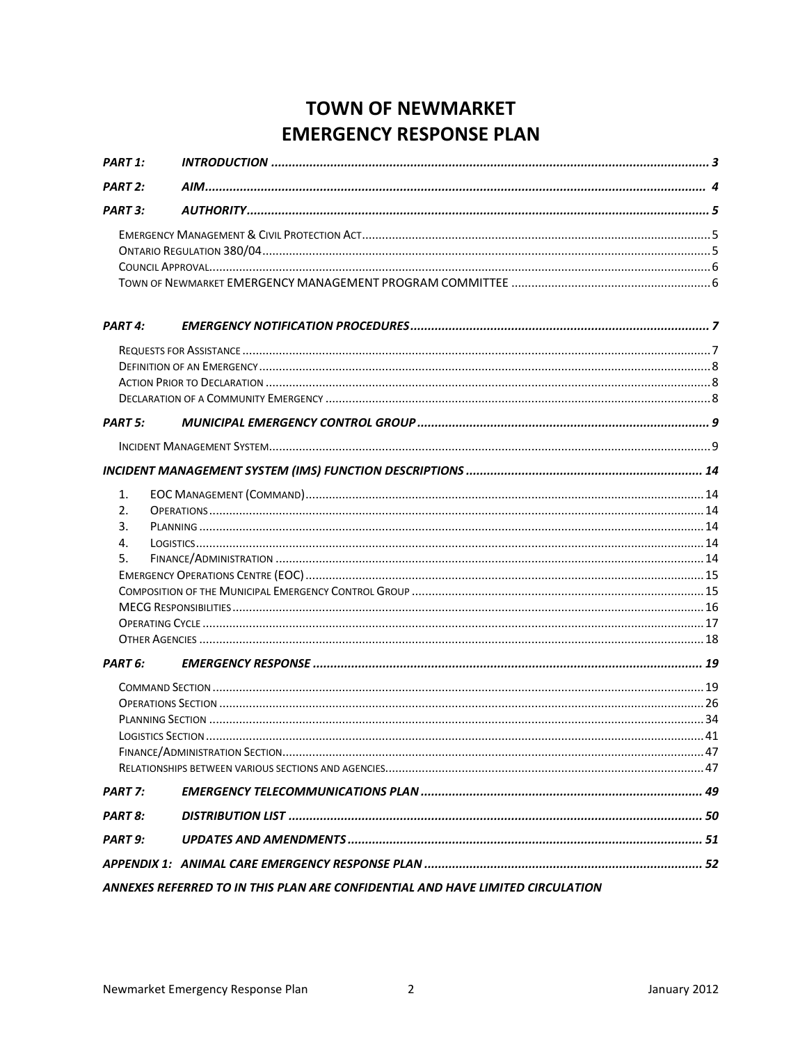# TOWN OF NEWMARKET
# EMERGENCY RESPONSE PLAN

| | | |
|---|---|---|
| ***PART 1:*** | ***INTRODUCTION*** | ***3*** |
| ***PART 2:*** | ***AIM*** | ***4*** |
| ***PART 3:*** | ***AUTHORITY*** | ***5*** |
| | EMERGENCY MANAGEMENT & CIVIL PROTECTION ACT | 5 |
| | ONTARIO REGULATION 380/04 | 5 |
| | COUNCIL APPROVAL | 6 |
| | TOWN OF NEWMARKET EMERGENCY MANAGEMENT PROGRAM COMMITTEE | 6 |
| ***PART 4:*** | ***EMERGENCY NOTIFICATION PROCEDURES*** | ***7*** |
| | REQUESTS FOR ASSISTANCE | 7 |
| | DEFINITION OF AN EMERGENCY | 8 |
| | ACTION PRIOR TO DECLARATION | 8 |
| | DECLARATION OF A COMMUNITY EMERGENCY | 8 |
| ***PART 5:*** | ***MUNICIPAL EMERGENCY CONTROL GROUP*** | ***9*** |
| | INCIDENT MANAGEMENT SYSTEM | 9 |
| ***INCIDENT MANAGEMENT SYSTEM (IMS) FUNCTION DESCRIPTIONS*** | | ***14*** |
| 1. | EOC MANAGEMENT (COMMAND) | 14 |
| 2. | OPERATIONS | 14 |
| 3. | PLANNING | 14 |
| 4. | LOGISTICS | 14 |
| 5. | FINANCE/ADMINISTRATION | 14 |
| | EMERGENCY OPERATIONS CENTRE (EOC) | 15 |
| | COMPOSITION OF THE MUNICIPAL EMERGENCY CONTROL GROUP | 15 |
| | MECG RESPONSIBILITIES | 16 |
| | OPERATING CYCLE | 17 |
| | OTHER AGENCIES | 18 |
| ***PART 6:*** | ***EMERGENCY RESPONSE*** | ***19*** |
| | COMMAND SECTION | 19 |
| | OPERATIONS SECTION | 26 |
| | PLANNING SECTION | 34 |
| | LOGISTICS SECTION | 41 |
| | FINANCE/ADMINISTRATION SECTION | 47 |
| | RELATIONSHIPS BETWEEN VARIOUS SECTIONS AND AGENCIES | 47 |
| ***PART 7:*** | ***EMERGENCY TELECOMMUNICATIONS PLAN*** | ***49*** |
| ***PART 8:*** | ***DISTRIBUTION LIST*** | ***50*** |
| ***PART 9:*** | ***UPDATES AND AMENDMENTS*** | ***51*** |
| ***APPENDIX 1:*** | ***ANIMAL CARE EMERGENCY RESPONSE PLAN*** | ***52*** |

***ANNEXES REFERRED TO IN THIS PLAN ARE CONFIDENTIAL AND HAVE LIMITED CIRCULATION***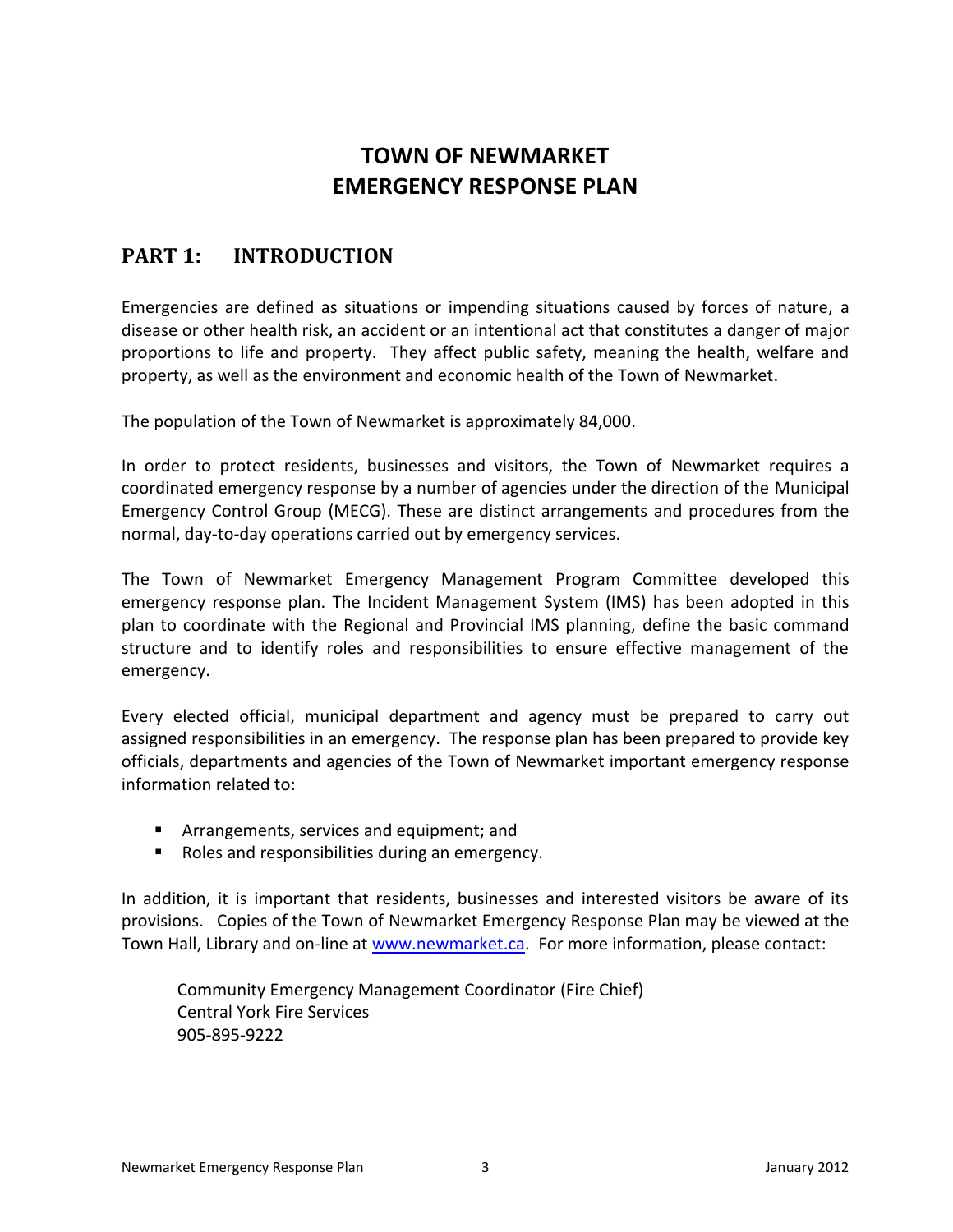# TOWN OF NEWMARKET EMERGENCY RESPONSE PLAN

## PART 1: INTRODUCTION

Emergencies are defined as situations or impending situations caused by forces of nature, a disease or other health risk, an accident or an intentional act that constitutes a danger of major proportions to life and property. They affect public safety, meaning the health, welfare and property, as well as the environment and economic health of the Town of Newmarket.

The population of the Town of Newmarket is approximately 84,000.

In order to protect residents, businesses and visitors, the Town of Newmarket requires a coordinated emergency response by a number of agencies under the direction of the Municipal Emergency Control Group (MECG). These are distinct arrangements and procedures from the normal, day-to-day operations carried out by emergency services.

The Town of Newmarket Emergency Management Program Committee developed this emergency response plan. The Incident Management System (IMS) has been adopted in this plan to coordinate with the Regional and Provincial IMS planning, define the basic command structure and to identify roles and responsibilities to ensure effective management of the emergency.

Every elected official, municipal department and agency must be prepared to carry out assigned responsibilities in an emergency. The response plan has been prepared to provide key officials, departments and agencies of the Town of Newmarket important emergency response information related to:

- Arrangements, services and equipment; and
- Roles and responsibilities during an emergency.

In addition, it is important that residents, businesses and interested visitors be aware of its provisions. Copies of the Town of Newmarket Emergency Response Plan may be viewed at the Town Hall, Library and on-line at www.newmarket.ca. For more information, please contact:

Community Emergency Management Coordinator (Fire Chief)
Central York Fire Services
905-895-9222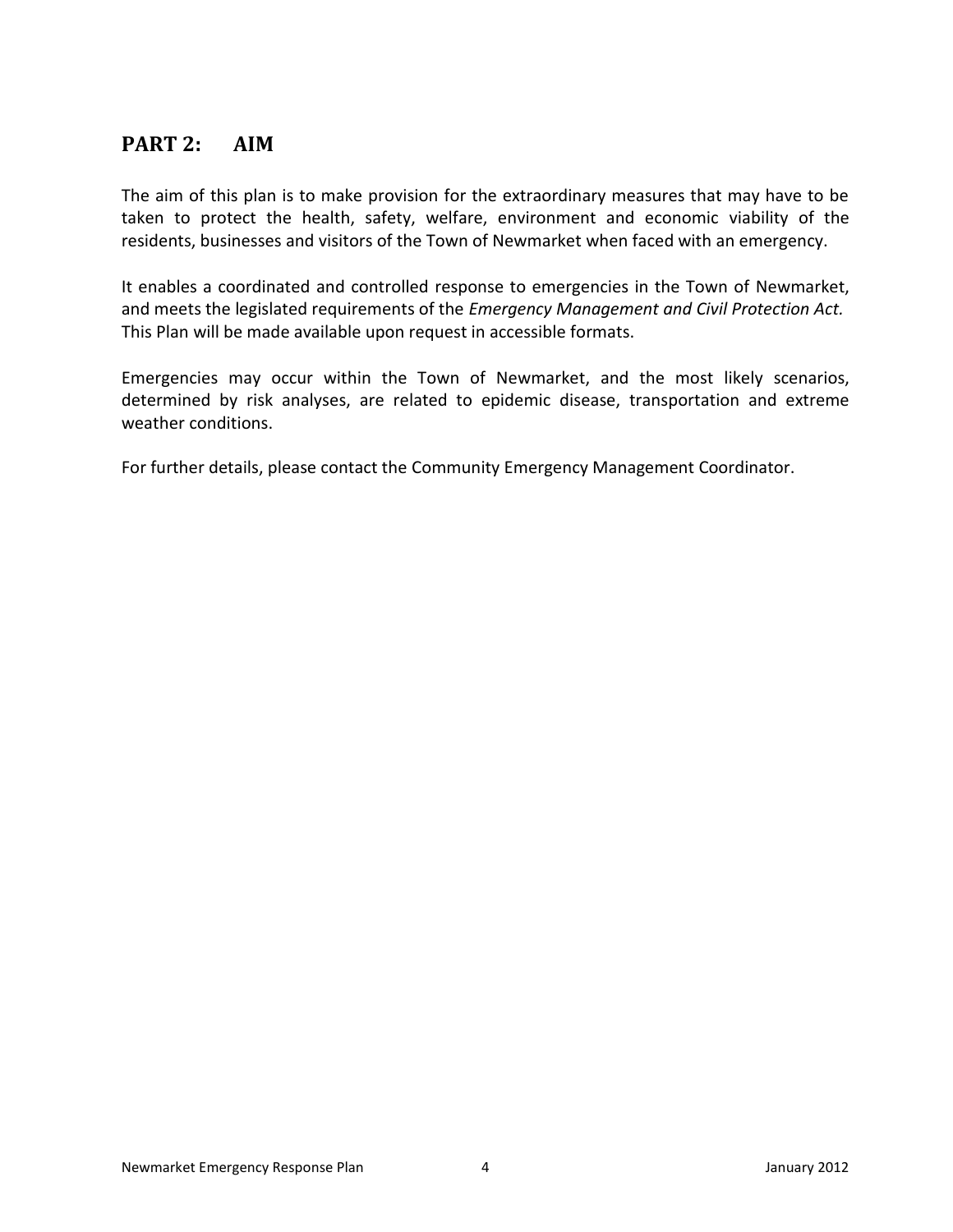## PART 2: AIM

The aim of this plan is to make provision for the extraordinary measures that may have to be taken to protect the health, safety, welfare, environment and economic viability of the residents, businesses and visitors of the Town of Newmarket when faced with an emergency.

It enables a coordinated and controlled response to emergencies in the Town of Newmarket, and meets the legislated requirements of the *Emergency Management and Civil Protection Act.* This Plan will be made available upon request in accessible formats.

Emergencies may occur within the Town of Newmarket, and the most likely scenarios, determined by risk analyses, are related to epidemic disease, transportation and extreme weather conditions.

For further details, please contact the Community Emergency Management Coordinator.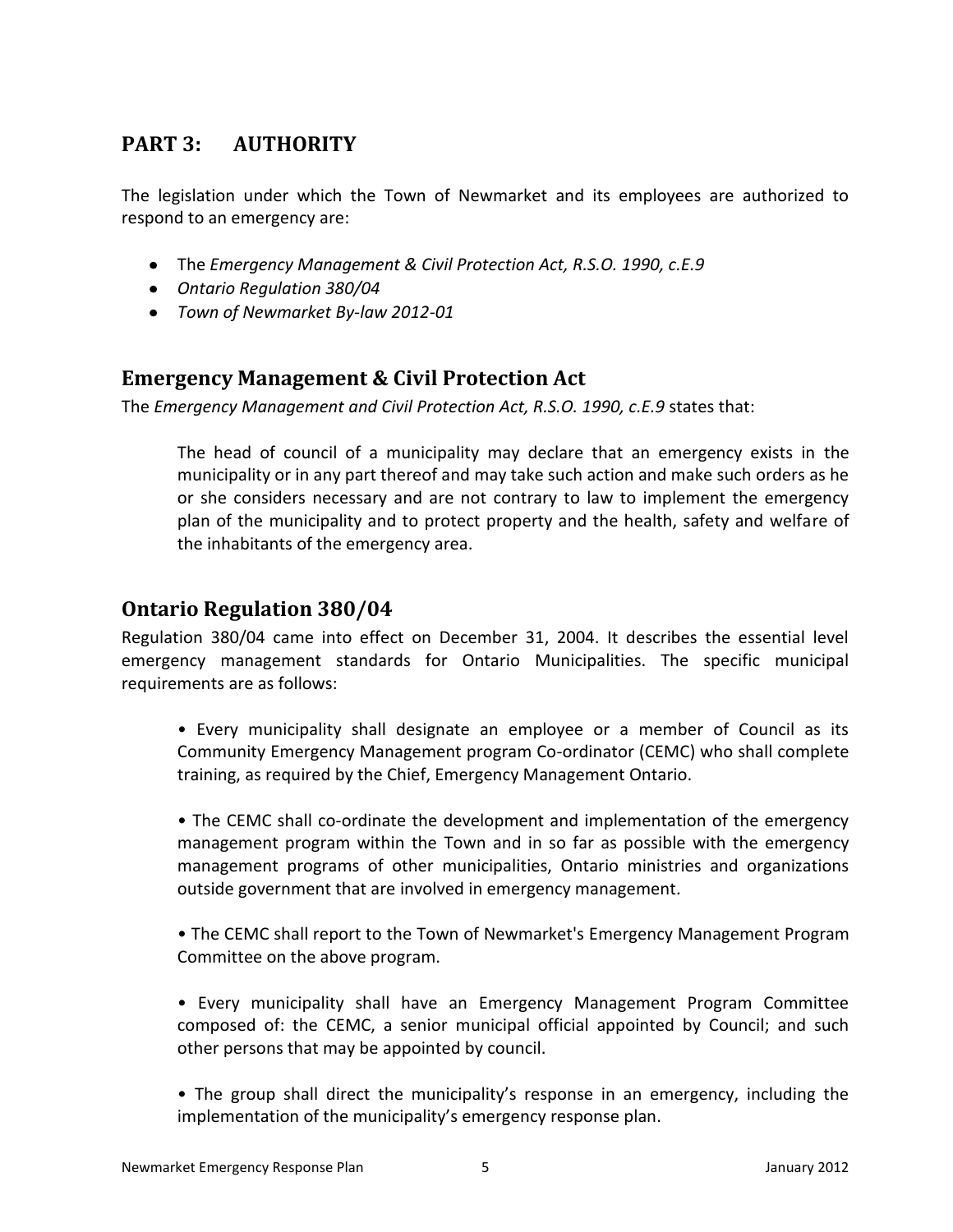## PART 3: AUTHORITY

The legislation under which the Town of Newmarket and its employees are authorized to respond to an emergency are:

- The *Emergency Management & Civil Protection Act, R.S.O. 1990, c.E.9*
- *Ontario Regulation 380/04*
- *Town of Newmarket By-law 2012-01*

### Emergency Management & Civil Protection Act

The *Emergency Management and Civil Protection Act, R.S.O. 1990, c.E.9* states that:

> The head of council of a municipality may declare that an emergency exists in the municipality or in any part thereof and may take such action and make such orders as he or she considers necessary and are not contrary to law to implement the emergency plan of the municipality and to protect property and the health, safety and welfare of the inhabitants of the emergency area.

### Ontario Regulation 380/04

Regulation 380/04 came into effect on December 31, 2004. It describes the essential level emergency management standards for Ontario Municipalities. The specific municipal requirements are as follows:

- Every municipality shall designate an employee or a member of Council as its Community Emergency Management program Co-ordinator (CEMC) who shall complete training, as required by the Chief, Emergency Management Ontario.

- The CEMC shall co-ordinate the development and implementation of the emergency management program within the Town and in so far as possible with the emergency management programs of other municipalities, Ontario ministries and organizations outside government that are involved in emergency management.

- The CEMC shall report to the Town of Newmarket's Emergency Management Program Committee on the above program.

- Every municipality shall have an Emergency Management Program Committee composed of: the CEMC, a senior municipal official appointed by Council; and such other persons that may be appointed by council.

- The group shall direct the municipality's response in an emergency, including the implementation of the municipality's emergency response plan.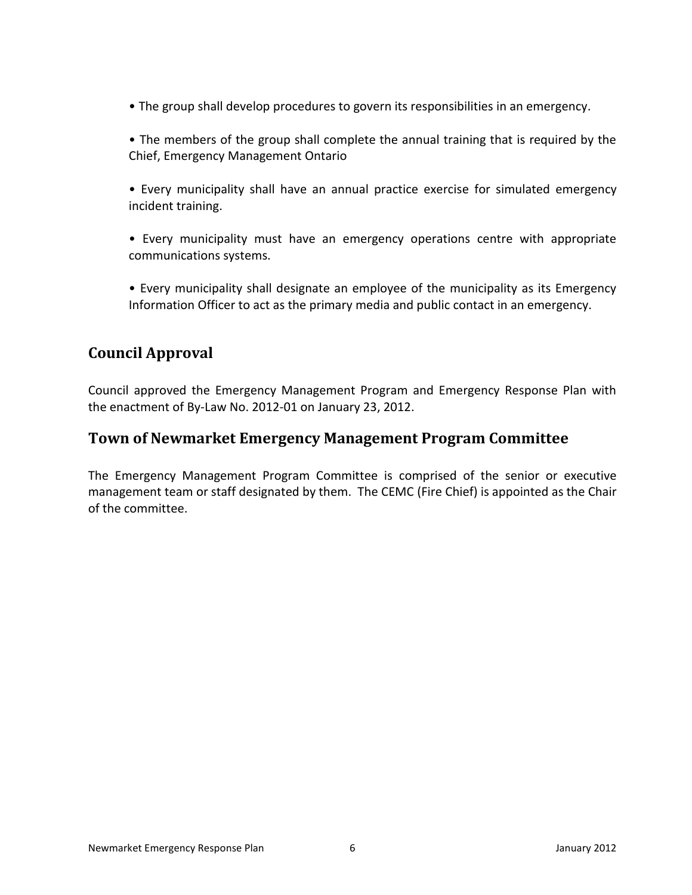- The group shall develop procedures to govern its responsibilities in an emergency.
- The members of the group shall complete the annual training that is required by the Chief, Emergency Management Ontario
- Every municipality shall have an annual practice exercise for simulated emergency incident training.
- Every municipality must have an emergency operations centre with appropriate communications systems.
- Every municipality shall designate an employee of the municipality as its Emergency Information Officer to act as the primary media and public contact in an emergency.

## Council Approval

Council approved the Emergency Management Program and Emergency Response Plan with the enactment of By-Law No. 2012-01 on January 23, 2012.

## Town of Newmarket Emergency Management Program Committee

The Emergency Management Program Committee is comprised of the senior or executive management team or staff designated by them. The CEMC (Fire Chief) is appointed as the Chair of the committee.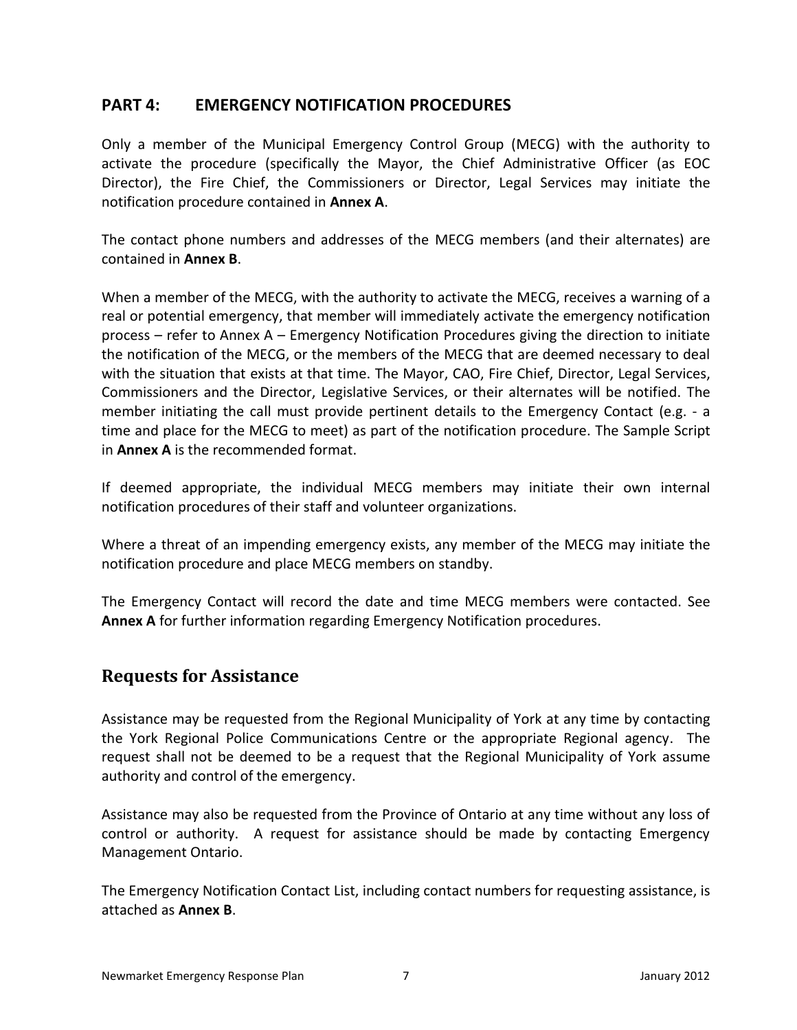## PART 4: EMERGENCY NOTIFICATION PROCEDURES

Only a member of the Municipal Emergency Control Group (MECG) with the authority to activate the procedure (specifically the Mayor, the Chief Administrative Officer (as EOC Director), the Fire Chief, the Commissioners or Director, Legal Services may initiate the notification procedure contained in **Annex A**.

The contact phone numbers and addresses of the MECG members (and their alternates) are contained in **Annex B**.

When a member of the MECG, with the authority to activate the MECG, receives a warning of a real or potential emergency, that member will immediately activate the emergency notification process – refer to Annex A – Emergency Notification Procedures giving the direction to initiate the notification of the MECG, or the members of the MECG that are deemed necessary to deal with the situation that exists at that time. The Mayor, CAO, Fire Chief, Director, Legal Services, Commissioners and the Director, Legislative Services, or their alternates will be notified. The member initiating the call must provide pertinent details to the Emergency Contact (e.g. - a time and place for the MECG to meet) as part of the notification procedure. The Sample Script in **Annex A** is the recommended format.

If deemed appropriate, the individual MECG members may initiate their own internal notification procedures of their staff and volunteer organizations.

Where a threat of an impending emergency exists, any member of the MECG may initiate the notification procedure and place MECG members on standby.

The Emergency Contact will record the date and time MECG members were contacted. See **Annex A** for further information regarding Emergency Notification procedures.

## Requests for Assistance

Assistance may be requested from the Regional Municipality of York at any time by contacting the York Regional Police Communications Centre or the appropriate Regional agency. The request shall not be deemed to be a request that the Regional Municipality of York assume authority and control of the emergency.

Assistance may also be requested from the Province of Ontario at any time without any loss of control or authority. A request for assistance should be made by contacting Emergency Management Ontario.

The Emergency Notification Contact List, including contact numbers for requesting assistance, is attached as **Annex B**.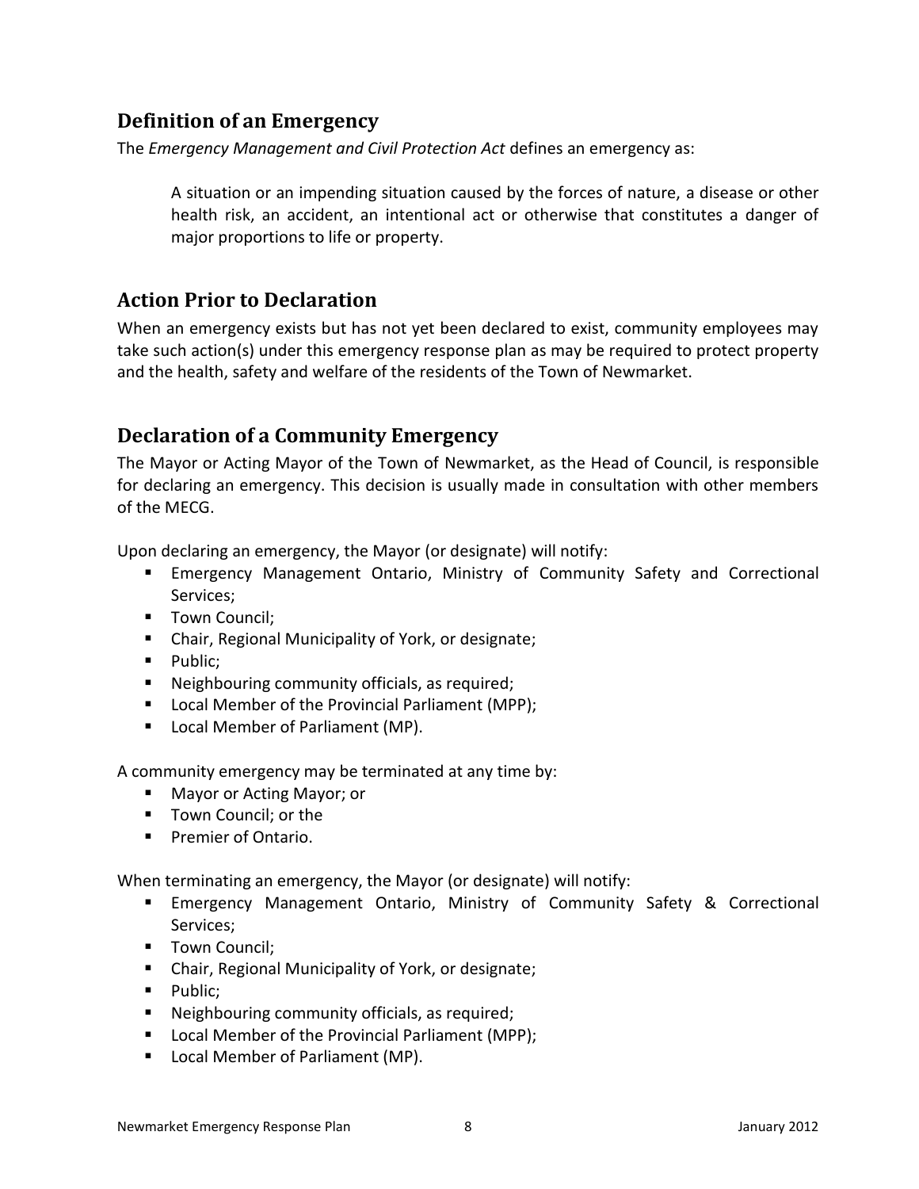## Definition of an Emergency

The *Emergency Management and Civil Protection Act* defines an emergency as:

> A situation or an impending situation caused by the forces of nature, a disease or other health risk, an accident, an intentional act or otherwise that constitutes a danger of major proportions to life or property.

## Action Prior to Declaration

When an emergency exists but has not yet been declared to exist, community employees may take such action(s) under this emergency response plan as may be required to protect property and the health, safety and welfare of the residents of the Town of Newmarket.

## Declaration of a Community Emergency

The Mayor or Acting Mayor of the Town of Newmarket, as the Head of Council, is responsible for declaring an emergency. This decision is usually made in consultation with other members of the MECG.

Upon declaring an emergency, the Mayor (or designate) will notify:

- Emergency Management Ontario, Ministry of Community Safety and Correctional Services;
- Town Council;
- Chair, Regional Municipality of York, or designate;
- Public;
- Neighbouring community officials, as required;
- Local Member of the Provincial Parliament (MPP);
- Local Member of Parliament (MP).

A community emergency may be terminated at any time by:

- Mayor or Acting Mayor; or
- Town Council; or the
- Premier of Ontario.

When terminating an emergency, the Mayor (or designate) will notify:

- Emergency Management Ontario, Ministry of Community Safety & Correctional Services;
- Town Council;
- Chair, Regional Municipality of York, or designate;
- Public;
- Neighbouring community officials, as required;
- Local Member of the Provincial Parliament (MPP);
- Local Member of Parliament (MP).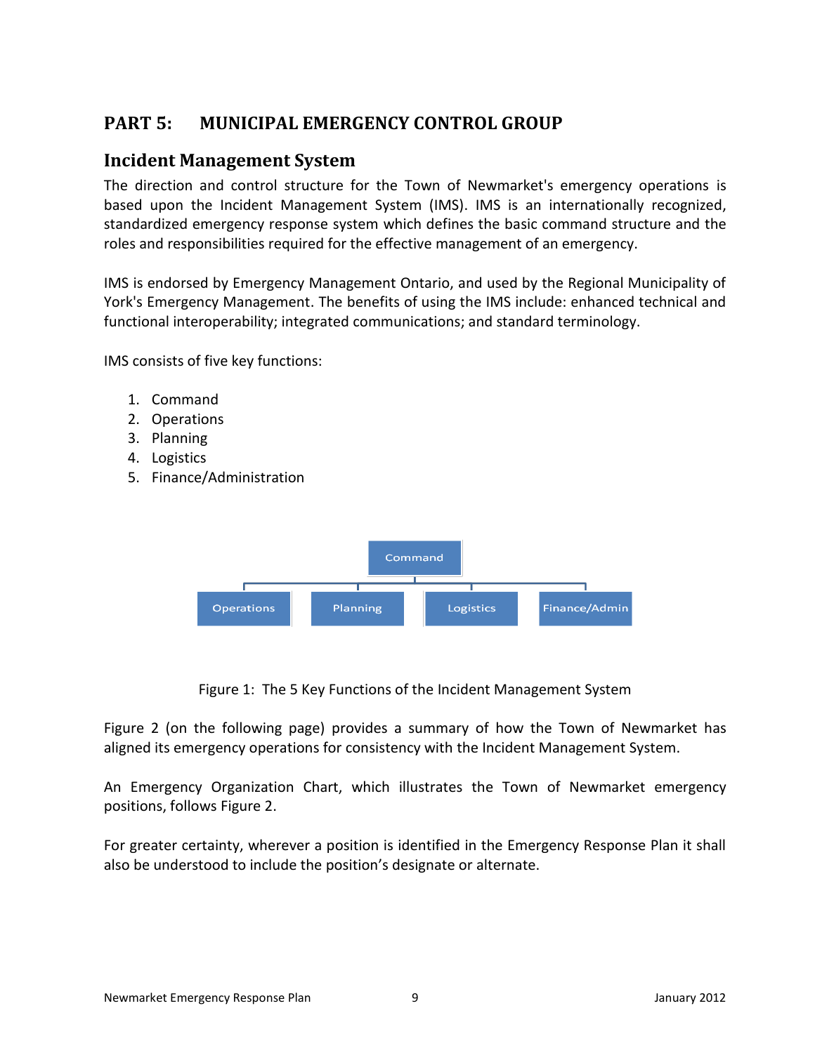# PART 5: MUNICIPAL EMERGENCY CONTROL GROUP

## Incident Management System

The direction and control structure for the Town of Newmarket's emergency operations is based upon the Incident Management System (IMS). IMS is an internationally recognized, standardized emergency response system which defines the basic command structure and the roles and responsibilities required for the effective management of an emergency.

IMS is endorsed by Emergency Management Ontario, and used by the Regional Municipality of York's Emergency Management. The benefits of using the IMS include: enhanced technical and functional interoperability; integrated communications; and standard terminology.

IMS consists of five key functions:

1. Command
2. Operations
3. Planning
4. Logistics
5. Finance/Administration

Command

Operations | Planning | Logistics | Finance/Admin

Figure 1: The 5 Key Functions of the Incident Management System

Figure 2 (on the following page) provides a summary of how the Town of Newmarket has aligned its emergency operations for consistency with the Incident Management System.

An Emergency Organization Chart, which illustrates the Town of Newmarket emergency positions, follows Figure 2.

For greater certainty, wherever a position is identified in the Emergency Response Plan it shall also be understood to include the position's designate or alternate.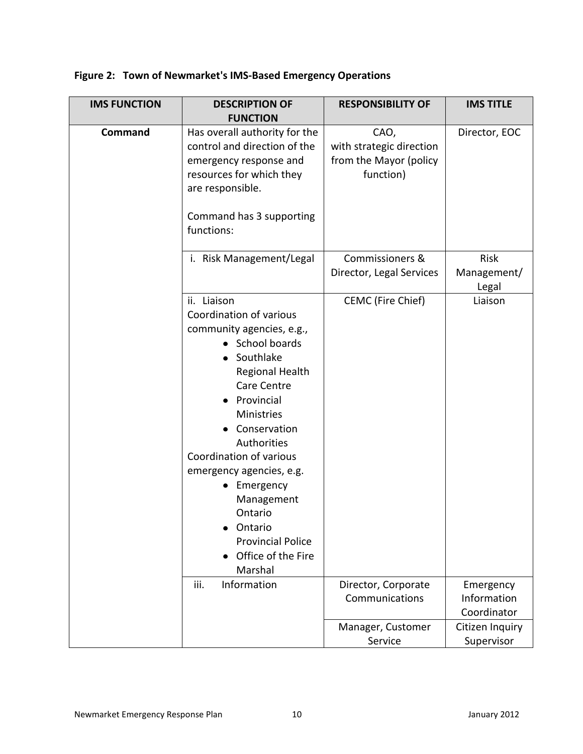**Figure 2: Town of Newmarket's IMS-Based Emergency Operations**

| IMS FUNCTION | DESCRIPTION OF FUNCTION | RESPONSIBILITY OF | IMS TITLE |
|---|---|---|---|
| **Command** | Has overall authority for the control and direction of the emergency response and resources for which they are responsible.<br><br>Command has 3 supporting functions: | CAO, with strategic direction from the Mayor (policy function) | Director, EOC |
| | i. Risk Management/Legal | Commissioners & Director, Legal Services | Risk Management/ Legal |
| | ii. Liaison<br>Coordination of various community agencies, e.g.,<br>• School boards<br>• Southlake Regional Health Care Centre<br>• Provincial Ministries<br>• Conservation Authorities<br>Coordination of various emergency agencies, e.g.<br>• Emergency Management Ontario<br>• Ontario Provincial Police<br>• Office of the Fire Marshal | CEMC (Fire Chief) | Liaison |
| | iii. Information | Director, Corporate Communications | Emergency Information Coordinator |
| | | Manager, Customer Service | Citizen Inquiry Supervisor |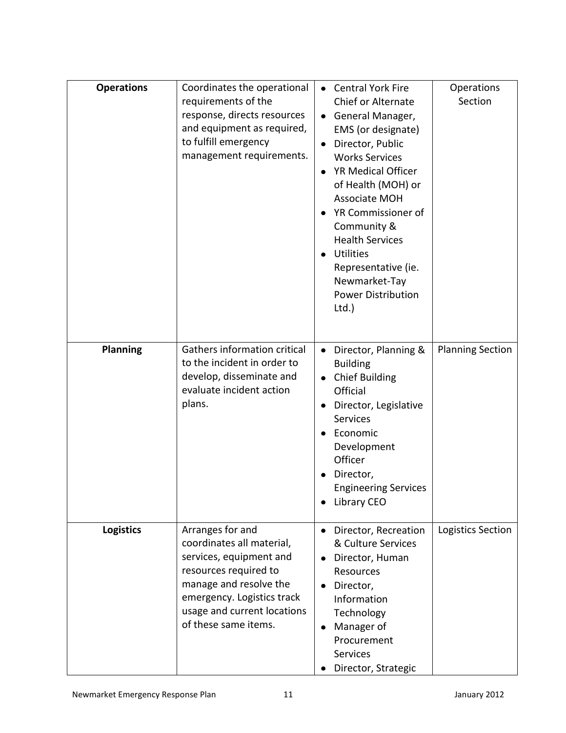| **Operations** | Coordinates the operational requirements of the response, directs resources and equipment as required, to fulfill emergency management requirements. | • Central York Fire Chief or Alternate<br>• General Manager, EMS (or designate)<br>• Director, Public Works Services<br>• YR Medical Officer of Health (MOH) or Associate MOH<br>• YR Commissioner of Community & Health Services<br>• Utilities Representative (ie. Newmarket-Tay Power Distribution Ltd.) | Operations Section |
|---|---|---|---|
| **Planning** | Gathers information critical to the incident in order to develop, disseminate and evaluate incident action plans. | • Director, Planning & Building<br>• Chief Building Official<br>• Director, Legislative Services<br>• Economic Development Officer<br>• Director, Engineering Services<br>• Library CEO | Planning Section |
| **Logistics** | Arranges for and coordinates all material, services, equipment and resources required to manage and resolve the emergency. Logistics track usage and current locations of these same items. | • Director, Recreation & Culture Services<br>• Director, Human Resources<br>• Director, Information Technology<br>• Manager of Procurement Services<br>• Director, Strategic | Logistics Section |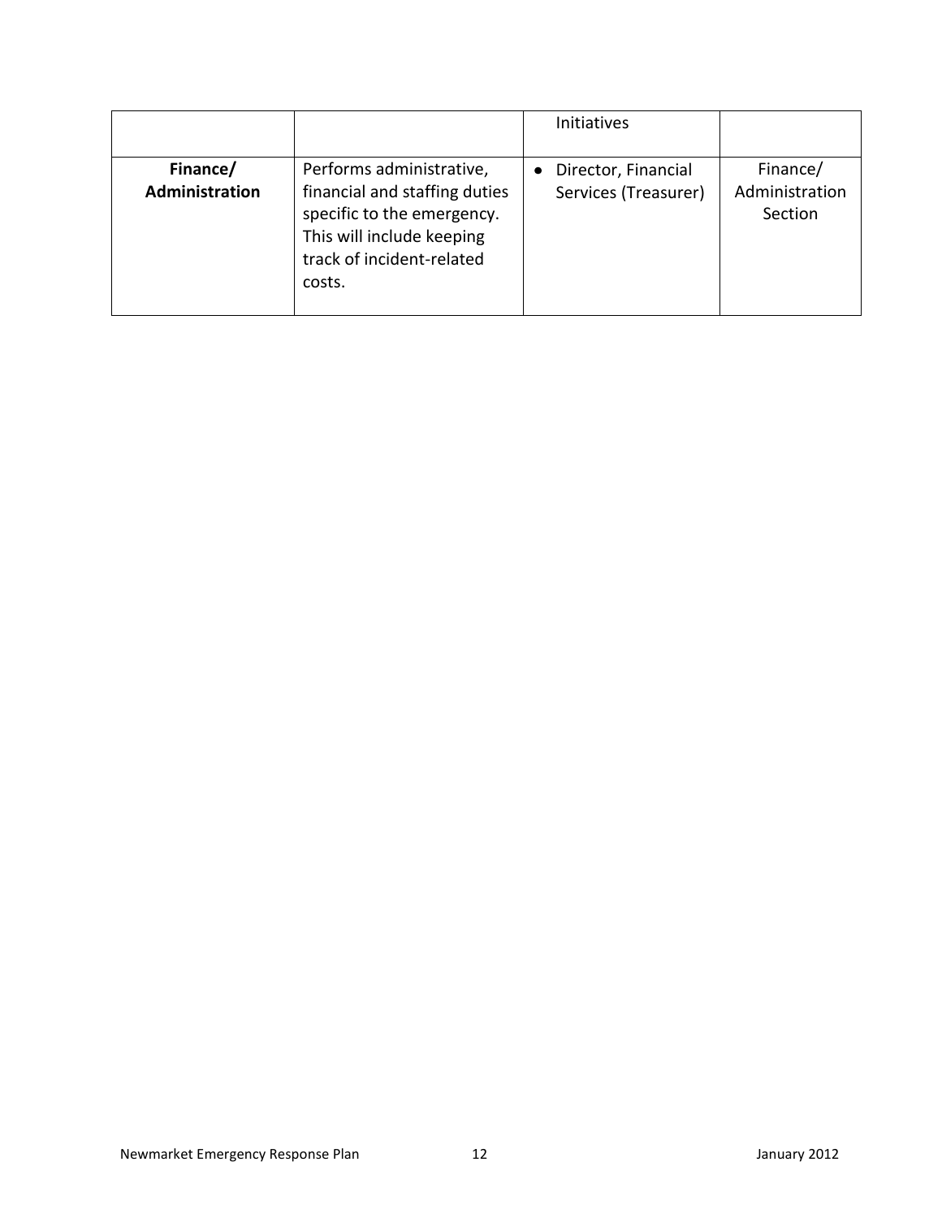| | | Initiatives | |
|---|---|---|---|
| **Finance/ Administration** | Performs administrative, financial and staffing duties specific to the emergency. This will include keeping track of incident-related costs. | • Director, Financial Services (Treasurer) | Finance/ Administration Section |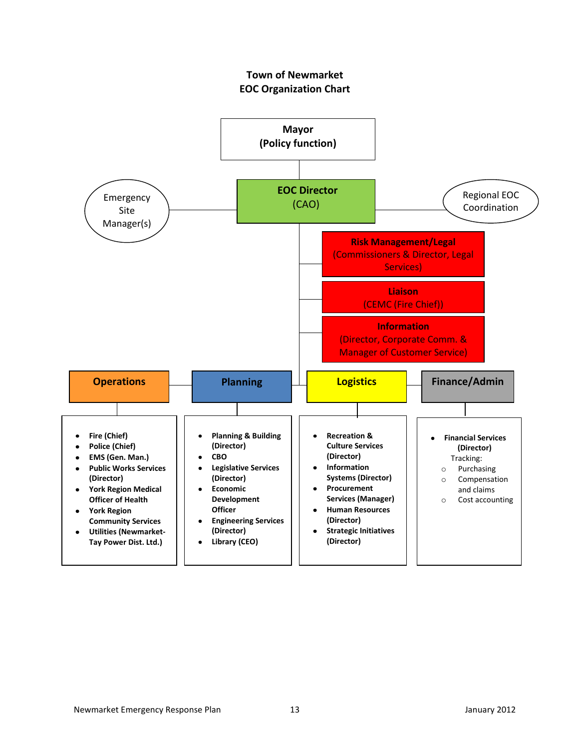**Town of Newmarket**
**EOC Organization Chart**

**Mayor**
**(Policy function)**

**EOC Director**
(CAO)

Emergency Site Manager(s)

Regional EOC Coordination

**Risk Management/Legal**
(Commissioners & Director, Legal Services)

**Liaison**
(CEMC (Fire Chief))

**Information**
(Director, Corporate Comm. & Manager of Customer Service)

**Operations**

- **Fire (Chief)**
- **Police (Chief)**
- **EMS (Gen. Man.)**
- **Public Works Services (Director)**
- **York Region Medical Officer of Health**
- **York Region Community Services**
- **Utilities (Newmarket-Tay Power Dist. Ltd.)**

**Planning**

- **Planning & Building (Director)**
- **CBO**
- **Legislative Services (Director)**
- **Economic Development Officer**
- **Engineering Services (Director)**
- **Library (CEO)**

**Logistics**

- **Recreation & Culture Services (Director)**
- **Information Systems (Director)**
- **Procurement Services (Manager)**
- **Human Resources (Director)**
- **Strategic Initiatives (Director)**

**Finance/Admin**

- **Financial Services (Director)**

  Tracking:
  - Purchasing
  - Compensation and claims
  - Cost accounting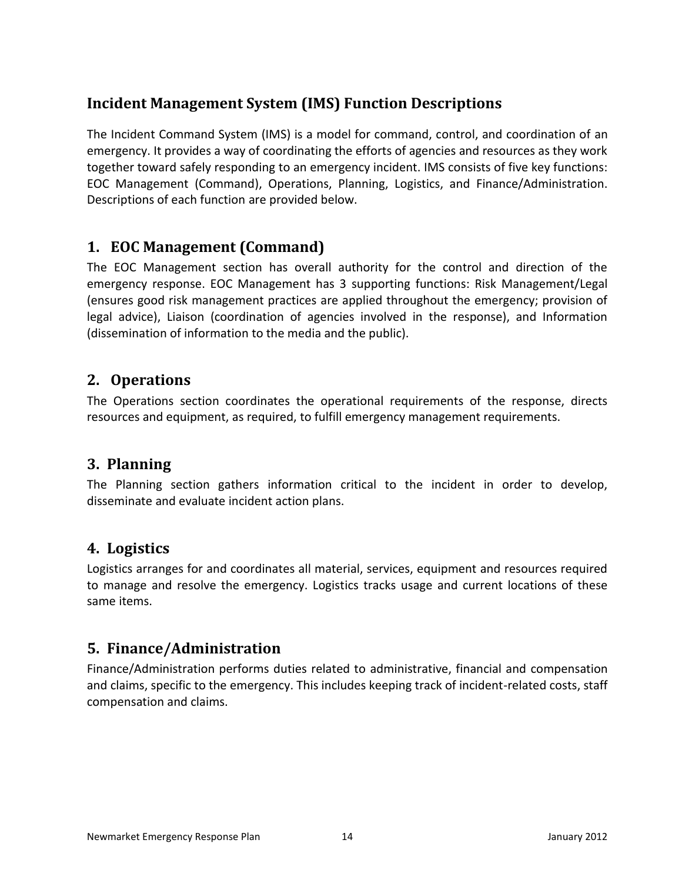## Incident Management System (IMS) Function Descriptions

The Incident Command System (IMS) is a model for command, control, and coordination of an emergency. It provides a way of coordinating the efforts of agencies and resources as they work together toward safely responding to an emergency incident. IMS consists of five key functions: EOC Management (Command), Operations, Planning, Logistics, and Finance/Administration. Descriptions of each function are provided below.

### 1. EOC Management (Command)

The EOC Management section has overall authority for the control and direction of the emergency response. EOC Management has 3 supporting functions: Risk Management/Legal (ensures good risk management practices are applied throughout the emergency; provision of legal advice), Liaison (coordination of agencies involved in the response), and Information (dissemination of information to the media and the public).

### 2. Operations

The Operations section coordinates the operational requirements of the response, directs resources and equipment, as required, to fulfill emergency management requirements.

### 3. Planning

The Planning section gathers information critical to the incident in order to develop, disseminate and evaluate incident action plans.

### 4. Logistics

Logistics arranges for and coordinates all material, services, equipment and resources required to manage and resolve the emergency. Logistics tracks usage and current locations of these same items.

### 5. Finance/Administration

Finance/Administration performs duties related to administrative, financial and compensation and claims, specific to the emergency. This includes keeping track of incident-related costs, staff compensation and claims.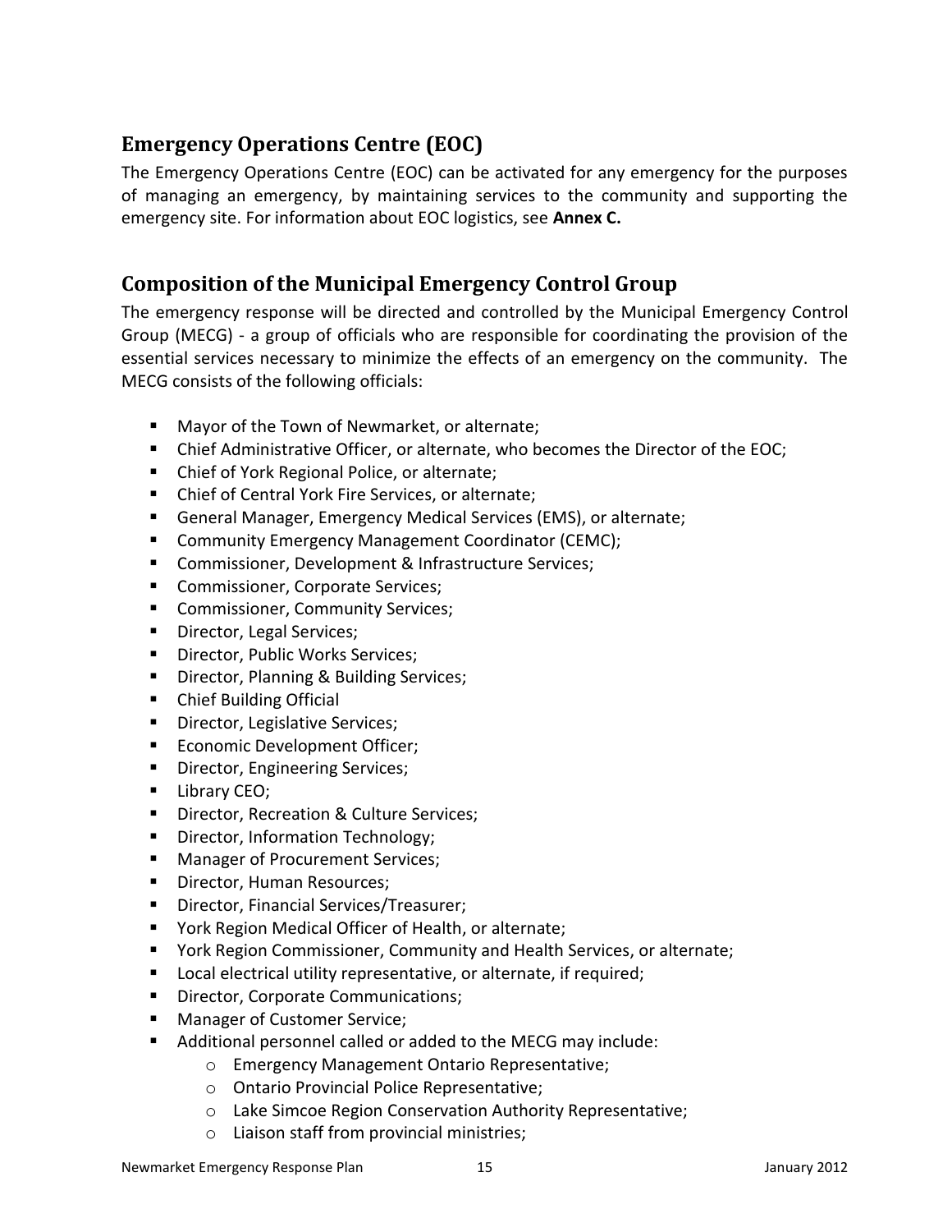## Emergency Operations Centre (EOC)

The Emergency Operations Centre (EOC) can be activated for any emergency for the purposes of managing an emergency, by maintaining services to the community and supporting the emergency site. For information about EOC logistics, see **Annex C.**

## Composition of the Municipal Emergency Control Group

The emergency response will be directed and controlled by the Municipal Emergency Control Group (MECG) - a group of officials who are responsible for coordinating the provision of the essential services necessary to minimize the effects of an emergency on the community. The MECG consists of the following officials:

- Mayor of the Town of Newmarket, or alternate;
- Chief Administrative Officer, or alternate, who becomes the Director of the EOC;
- Chief of York Regional Police, or alternate;
- Chief of Central York Fire Services, or alternate;
- General Manager, Emergency Medical Services (EMS), or alternate;
- Community Emergency Management Coordinator (CEMC);
- Commissioner, Development & Infrastructure Services;
- Commissioner, Corporate Services;
- Commissioner, Community Services;
- Director, Legal Services;
- Director, Public Works Services;
- Director, Planning & Building Services;
- Chief Building Official
- Director, Legislative Services;
- Economic Development Officer;
- Director, Engineering Services;
- Library CEO;
- Director, Recreation & Culture Services;
- Director, Information Technology;
- Manager of Procurement Services;
- Director, Human Resources;
- Director, Financial Services/Treasurer;
- York Region Medical Officer of Health, or alternate;
- York Region Commissioner, Community and Health Services, or alternate;
- Local electrical utility representative, or alternate, if required;
- Director, Corporate Communications;
- Manager of Customer Service;
- Additional personnel called or added to the MECG may include:
  - Emergency Management Ontario Representative;
  - Ontario Provincial Police Representative;
  - Lake Simcoe Region Conservation Authority Representative;
  - Liaison staff from provincial ministries;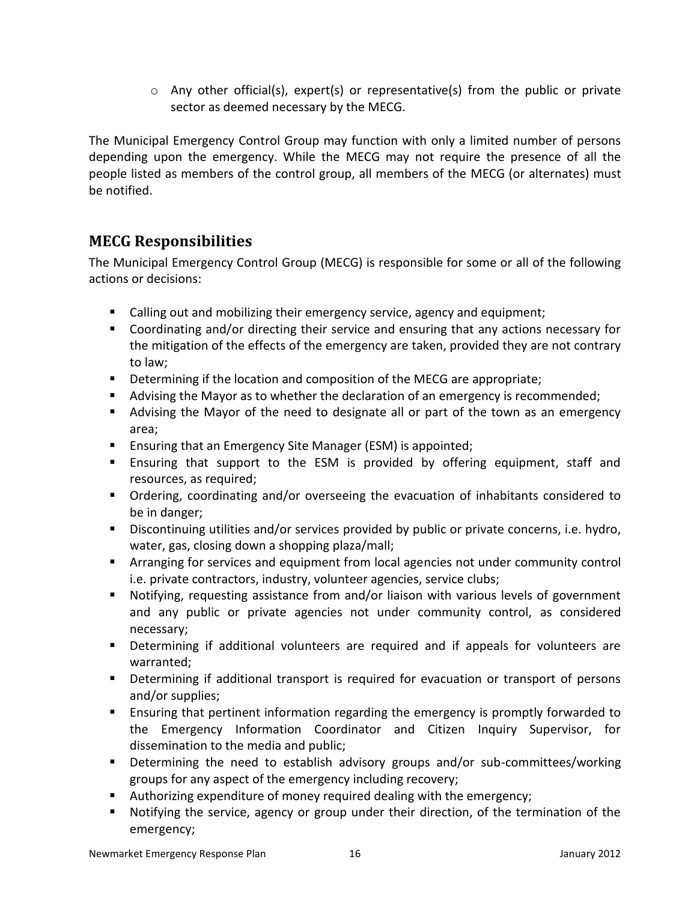- Any other official(s), expert(s) or representative(s) from the public or private sector as deemed necessary by the MECG.

The Municipal Emergency Control Group may function with only a limited number of persons depending upon the emergency. While the MECG may not require the presence of all the people listed as members of the control group, all members of the MECG (or alternates) must be notified.

## MECG Responsibilities

The Municipal Emergency Control Group (MECG) is responsible for some or all of the following actions or decisions:

- Calling out and mobilizing their emergency service, agency and equipment;
- Coordinating and/or directing their service and ensuring that any actions necessary for the mitigation of the effects of the emergency are taken, provided they are not contrary to law;
- Determining if the location and composition of the MECG are appropriate;
- Advising the Mayor as to whether the declaration of an emergency is recommended;
- Advising the Mayor of the need to designate all or part of the town as an emergency area;
- Ensuring that an Emergency Site Manager (ESM) is appointed;
- Ensuring that support to the ESM is provided by offering equipment, staff and resources, as required;
- Ordering, coordinating and/or overseeing the evacuation of inhabitants considered to be in danger;
- Discontinuing utilities and/or services provided by public or private concerns, i.e. hydro, water, gas, closing down a shopping plaza/mall;
- Arranging for services and equipment from local agencies not under community control i.e. private contractors, industry, volunteer agencies, service clubs;
- Notifying, requesting assistance from and/or liaison with various levels of government and any public or private agencies not under community control, as considered necessary;
- Determining if additional volunteers are required and if appeals for volunteers are warranted;
- Determining if additional transport is required for evacuation or transport of persons and/or supplies;
- Ensuring that pertinent information regarding the emergency is promptly forwarded to the Emergency Information Coordinator and Citizen Inquiry Supervisor, for dissemination to the media and public;
- Determining the need to establish advisory groups and/or sub-committees/working groups for any aspect of the emergency including recovery;
- Authorizing expenditure of money required dealing with the emergency;
- Notifying the service, agency or group under their direction, of the termination of the emergency;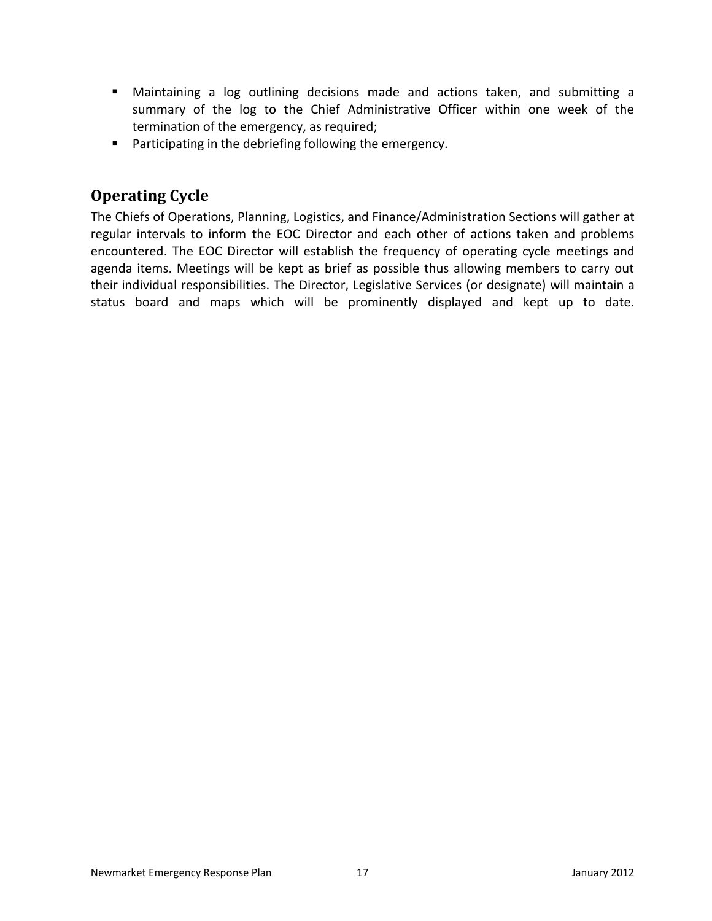- Maintaining a log outlining decisions made and actions taken, and submitting a summary of the log to the Chief Administrative Officer within one week of the termination of the emergency, as required;
- Participating in the debriefing following the emergency.

## Operating Cycle

The Chiefs of Operations, Planning, Logistics, and Finance/Administration Sections will gather at regular intervals to inform the EOC Director and each other of actions taken and problems encountered. The EOC Director will establish the frequency of operating cycle meetings and agenda items. Meetings will be kept as brief as possible thus allowing members to carry out their individual responsibilities. The Director, Legislative Services (or designate) will maintain a status board and maps which will be prominently displayed and kept up to date.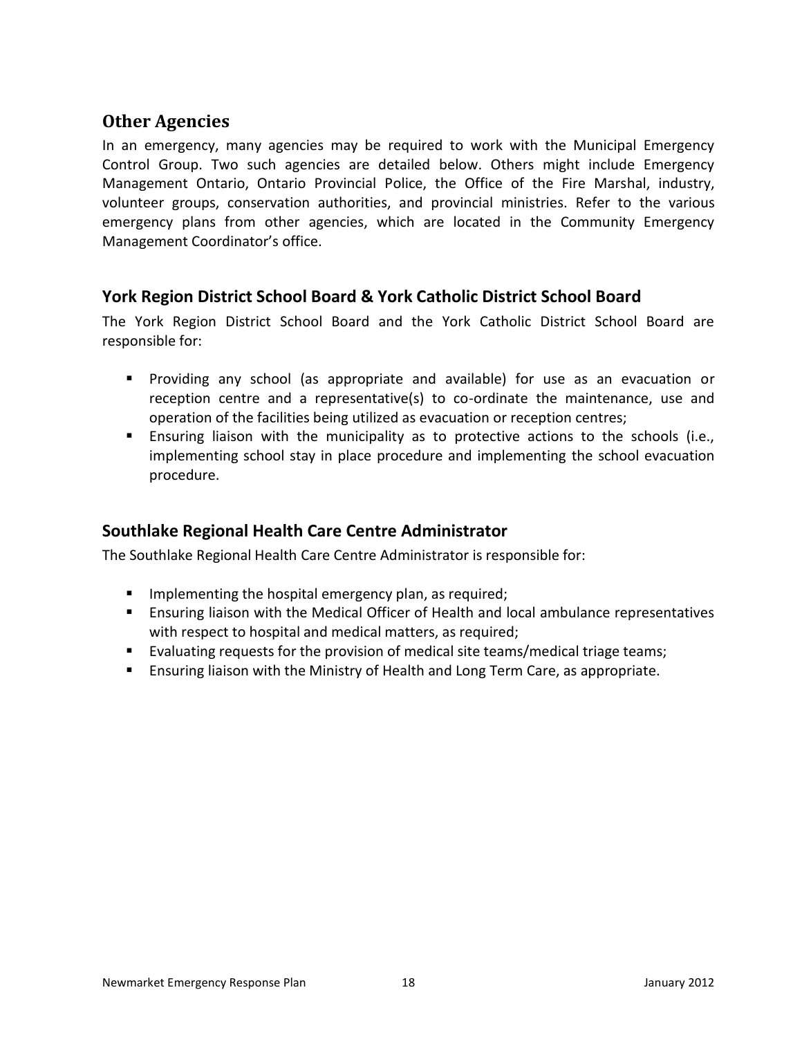## Other Agencies

In an emergency, many agencies may be required to work with the Municipal Emergency Control Group. Two such agencies are detailed below. Others might include Emergency Management Ontario, Ontario Provincial Police, the Office of the Fire Marshal, industry, volunteer groups, conservation authorities, and provincial ministries. Refer to the various emergency plans from other agencies, which are located in the Community Emergency Management Coordinator's office.

### York Region District School Board & York Catholic District School Board

The York Region District School Board and the York Catholic District School Board are responsible for:

- Providing any school (as appropriate and available) for use as an evacuation or reception centre and a representative(s) to co-ordinate the maintenance, use and operation of the facilities being utilized as evacuation or reception centres;
- Ensuring liaison with the municipality as to protective actions to the schools (i.e., implementing school stay in place procedure and implementing the school evacuation procedure.

### Southlake Regional Health Care Centre Administrator

The Southlake Regional Health Care Centre Administrator is responsible for:

- Implementing the hospital emergency plan, as required;
- Ensuring liaison with the Medical Officer of Health and local ambulance representatives with respect to hospital and medical matters, as required;
- Evaluating requests for the provision of medical site teams/medical triage teams;
- Ensuring liaison with the Ministry of Health and Long Term Care, as appropriate.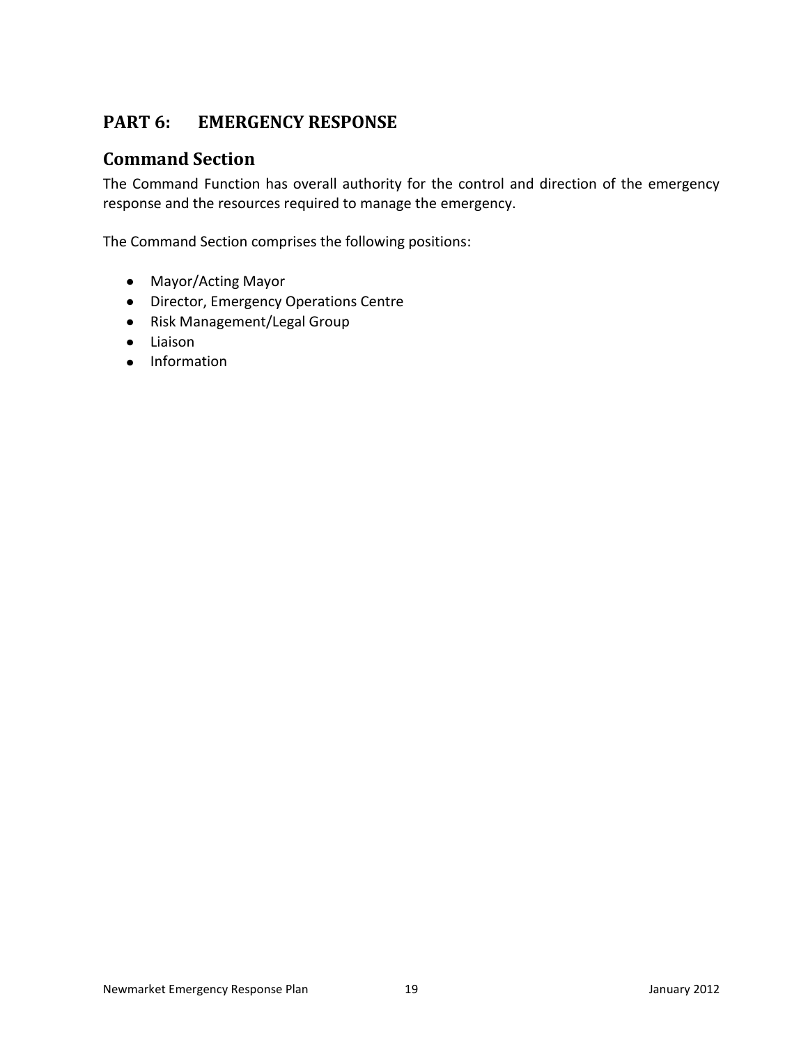# PART 6: EMERGENCY RESPONSE

## Command Section

The Command Function has overall authority for the control and direction of the emergency response and the resources required to manage the emergency.

The Command Section comprises the following positions:

- Mayor/Acting Mayor
- Director, Emergency Operations Centre
- Risk Management/Legal Group
- Liaison
- Information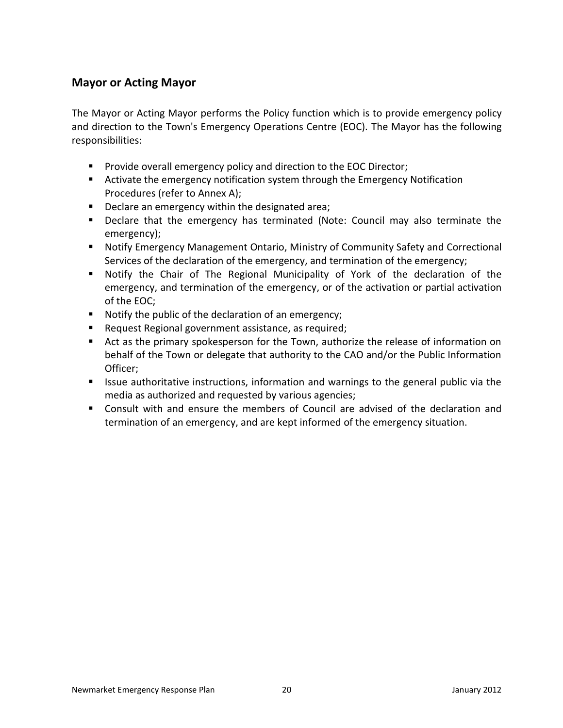## Mayor or Acting Mayor

The Mayor or Acting Mayor performs the Policy function which is to provide emergency policy and direction to the Town's Emergency Operations Centre (EOC). The Mayor has the following responsibilities:

- Provide overall emergency policy and direction to the EOC Director;
- Activate the emergency notification system through the Emergency Notification Procedures (refer to Annex A);
- Declare an emergency within the designated area;
- Declare that the emergency has terminated (Note: Council may also terminate the emergency);
- Notify Emergency Management Ontario, Ministry of Community Safety and Correctional Services of the declaration of the emergency, and termination of the emergency;
- Notify the Chair of The Regional Municipality of York of the declaration of the emergency, and termination of the emergency, or of the activation or partial activation of the EOC;
- Notify the public of the declaration of an emergency;
- Request Regional government assistance, as required;
- Act as the primary spokesperson for the Town, authorize the release of information on behalf of the Town or delegate that authority to the CAO and/or the Public Information Officer;
- Issue authoritative instructions, information and warnings to the general public via the media as authorized and requested by various agencies;
- Consult with and ensure the members of Council are advised of the declaration and termination of an emergency, and are kept informed of the emergency situation.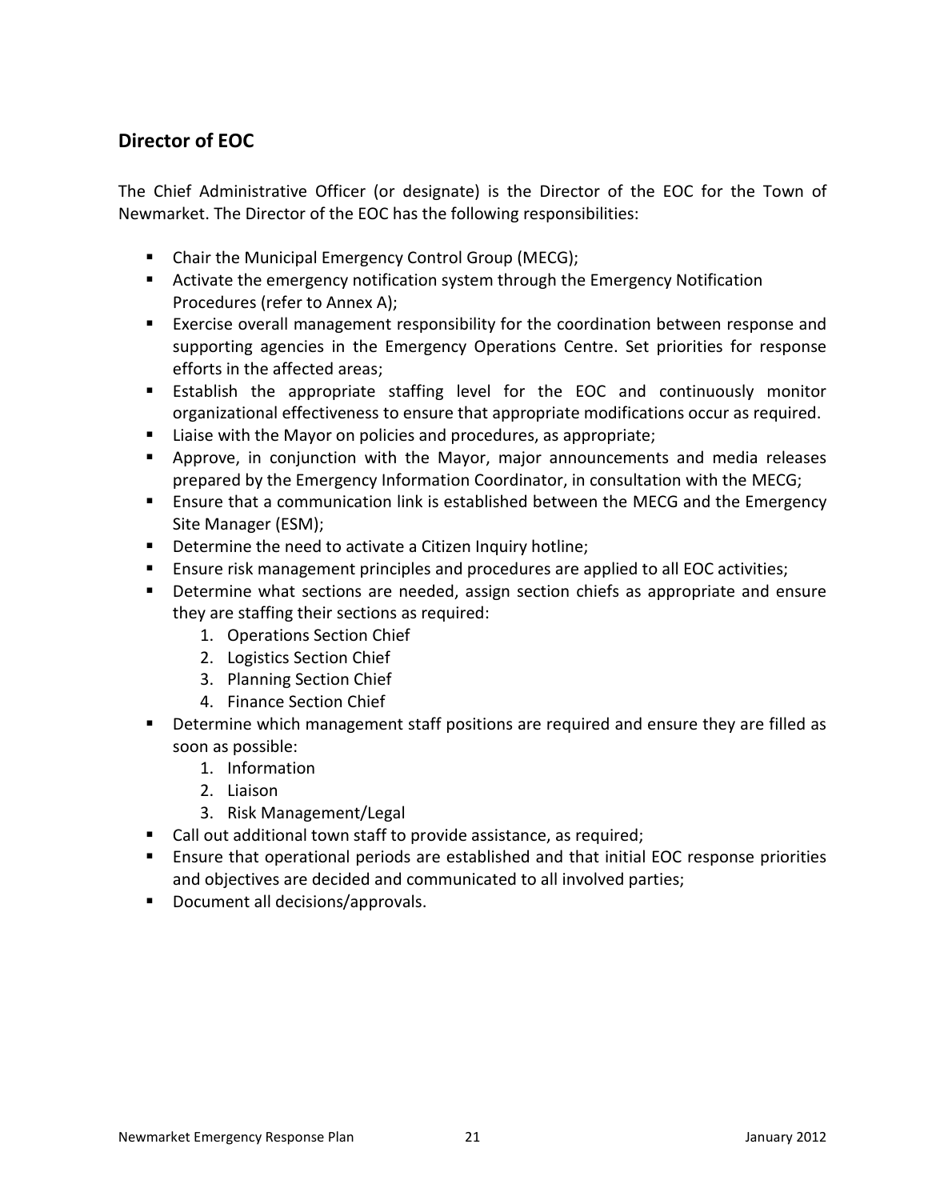## Director of EOC

The Chief Administrative Officer (or designate) is the Director of the EOC for the Town of Newmarket. The Director of the EOC has the following responsibilities:

- Chair the Municipal Emergency Control Group (MECG);
- Activate the emergency notification system through the Emergency Notification Procedures (refer to Annex A);
- Exercise overall management responsibility for the coordination between response and supporting agencies in the Emergency Operations Centre. Set priorities for response efforts in the affected areas;
- Establish the appropriate staffing level for the EOC and continuously monitor organizational effectiveness to ensure that appropriate modifications occur as required.
- Liaise with the Mayor on policies and procedures, as appropriate;
- Approve, in conjunction with the Mayor, major announcements and media releases prepared by the Emergency Information Coordinator, in consultation with the MECG;
- Ensure that a communication link is established between the MECG and the Emergency Site Manager (ESM);
- Determine the need to activate a Citizen Inquiry hotline;
- Ensure risk management principles and procedures are applied to all EOC activities;
- Determine what sections are needed, assign section chiefs as appropriate and ensure they are staffing their sections as required:
    1. Operations Section Chief
    2. Logistics Section Chief
    3. Planning Section Chief
    4. Finance Section Chief
- Determine which management staff positions are required and ensure they are filled as soon as possible:
    1. Information
    2. Liaison
    3. Risk Management/Legal
- Call out additional town staff to provide assistance, as required;
- Ensure that operational periods are established and that initial EOC response priorities and objectives are decided and communicated to all involved parties;
- Document all decisions/approvals.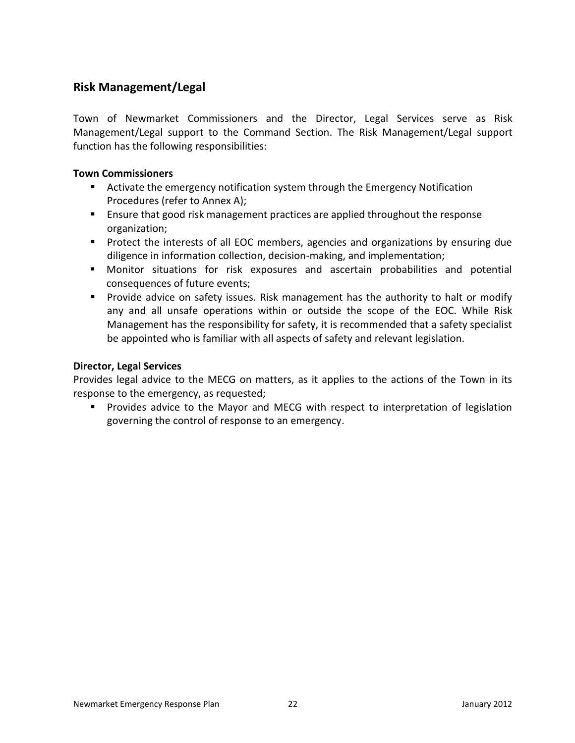## Risk Management/Legal

Town of Newmarket Commissioners and the Director, Legal Services serve as Risk Management/Legal support to the Command Section. The Risk Management/Legal support function has the following responsibilities:

**Town Commissioners**

- Activate the emergency notification system through the Emergency Notification Procedures (refer to Annex A);
- Ensure that good risk management practices are applied throughout the response organization;
- Protect the interests of all EOC members, agencies and organizations by ensuring due diligence in information collection, decision-making, and implementation;
- Monitor situations for risk exposures and ascertain probabilities and potential consequences of future events;
- Provide advice on safety issues. Risk management has the authority to halt or modify any and all unsafe operations within or outside the scope of the EOC. While Risk Management has the responsibility for safety, it is recommended that a safety specialist be appointed who is familiar with all aspects of safety and relevant legislation.

**Director, Legal Services**

Provides legal advice to the MECG on matters, as it applies to the actions of the Town in its response to the emergency, as requested;

- Provides advice to the Mayor and MECG with respect to interpretation of legislation governing the control of response to an emergency.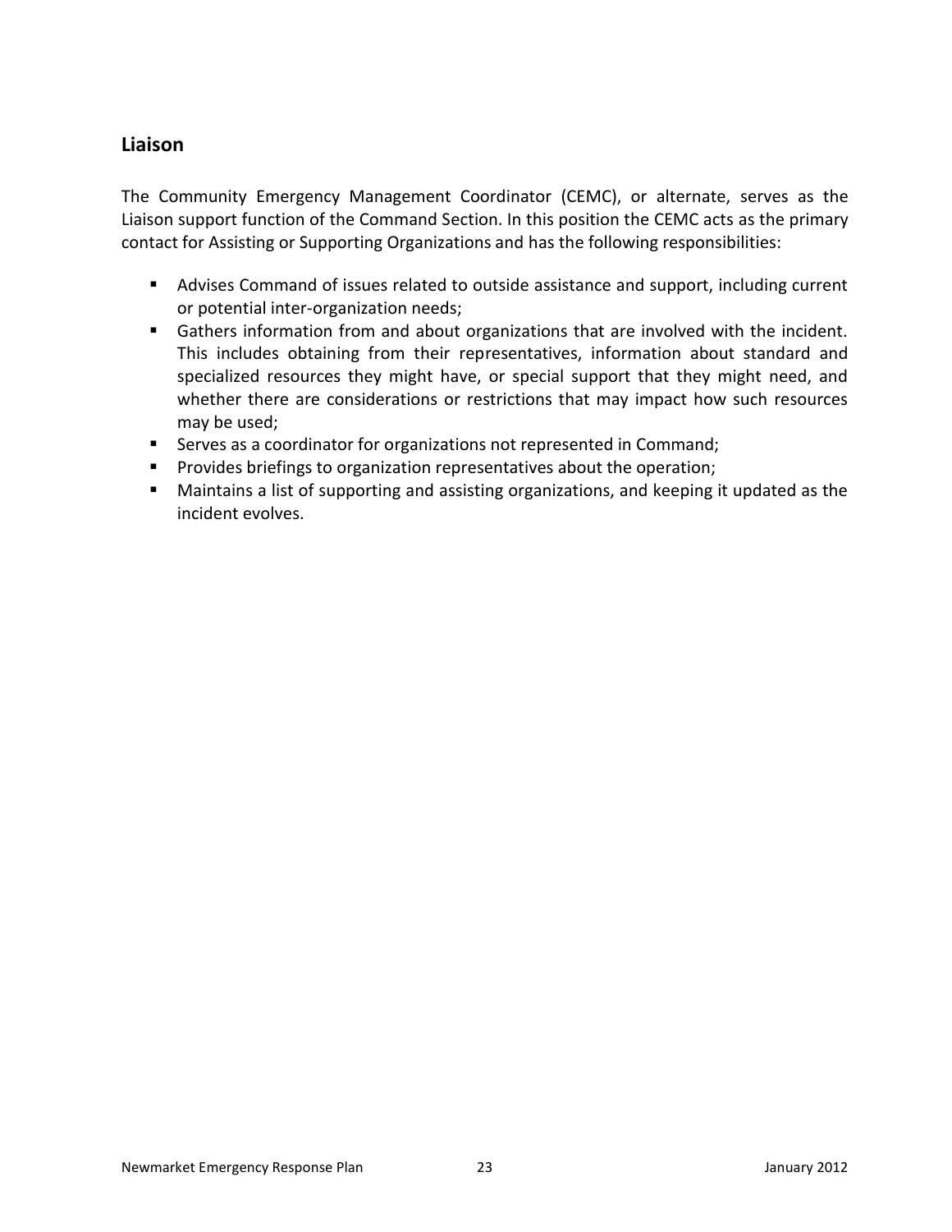## Liaison

The Community Emergency Management Coordinator (CEMC), or alternate, serves as the Liaison support function of the Command Section. In this position the CEMC acts as the primary contact for Assisting or Supporting Organizations and has the following responsibilities:

- Advises Command of issues related to outside assistance and support, including current or potential inter-organization needs;
- Gathers information from and about organizations that are involved with the incident. This includes obtaining from their representatives, information about standard and specialized resources they might have, or special support that they might need, and whether there are considerations or restrictions that may impact how such resources may be used;
- Serves as a coordinator for organizations not represented in Command;
- Provides briefings to organization representatives about the operation;
- Maintains a list of supporting and assisting organizations, and keeping it updated as the incident evolves.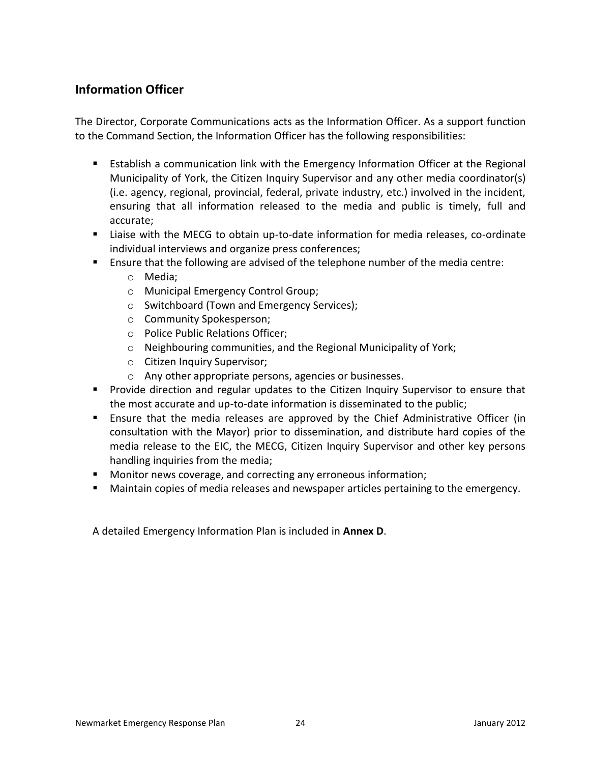## Information Officer

The Director, Corporate Communications acts as the Information Officer. As a support function to the Command Section, the Information Officer has the following responsibilities:

- Establish a communication link with the Emergency Information Officer at the Regional Municipality of York, the Citizen Inquiry Supervisor and any other media coordinator(s) (i.e. agency, regional, provincial, federal, private industry, etc.) involved in the incident, ensuring that all information released to the media and public is timely, full and accurate;
- Liaise with the MECG to obtain up-to-date information for media releases, co-ordinate individual interviews and organize press conferences;
- Ensure that the following are advised of the telephone number of the media centre:
  - Media;
  - Municipal Emergency Control Group;
  - Switchboard (Town and Emergency Services);
  - Community Spokesperson;
  - Police Public Relations Officer;
  - Neighbouring communities, and the Regional Municipality of York;
  - Citizen Inquiry Supervisor;
  - Any other appropriate persons, agencies or businesses.
- Provide direction and regular updates to the Citizen Inquiry Supervisor to ensure that the most accurate and up-to-date information is disseminated to the public;
- Ensure that the media releases are approved by the Chief Administrative Officer (in consultation with the Mayor) prior to dissemination, and distribute hard copies of the media release to the EIC, the MECG, Citizen Inquiry Supervisor and other key persons handling inquiries from the media;
- Monitor news coverage, and correcting any erroneous information;
- Maintain copies of media releases and newspaper articles pertaining to the emergency.

A detailed Emergency Information Plan is included in **Annex D**.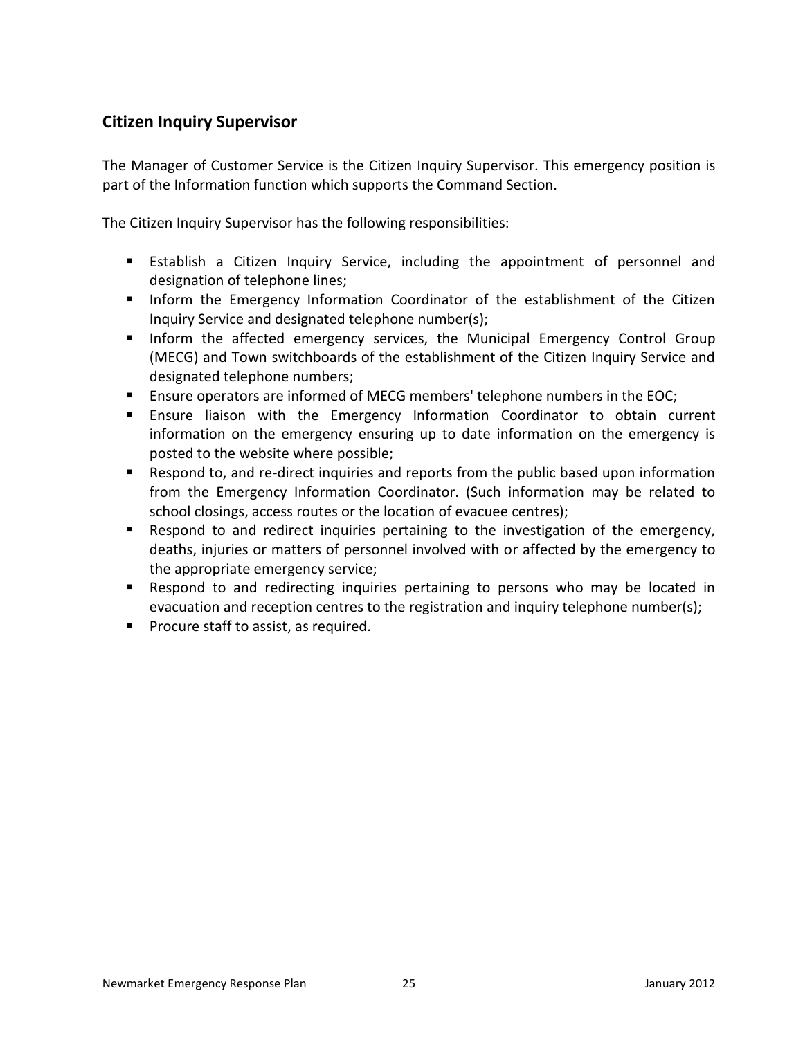## Citizen Inquiry Supervisor

The Manager of Customer Service is the Citizen Inquiry Supervisor. This emergency position is part of the Information function which supports the Command Section.

The Citizen Inquiry Supervisor has the following responsibilities:

- Establish a Citizen Inquiry Service, including the appointment of personnel and designation of telephone lines;
- Inform the Emergency Information Coordinator of the establishment of the Citizen Inquiry Service and designated telephone number(s);
- Inform the affected emergency services, the Municipal Emergency Control Group (MECG) and Town switchboards of the establishment of the Citizen Inquiry Service and designated telephone numbers;
- Ensure operators are informed of MECG members' telephone numbers in the EOC;
- Ensure liaison with the Emergency Information Coordinator to obtain current information on the emergency ensuring up to date information on the emergency is posted to the website where possible;
- Respond to, and re-direct inquiries and reports from the public based upon information from the Emergency Information Coordinator. (Such information may be related to school closings, access routes or the location of evacuee centres);
- Respond to and redirect inquiries pertaining to the investigation of the emergency, deaths, injuries or matters of personnel involved with or affected by the emergency to the appropriate emergency service;
- Respond to and redirecting inquiries pertaining to persons who may be located in evacuation and reception centres to the registration and inquiry telephone number(s);
- Procure staff to assist, as required.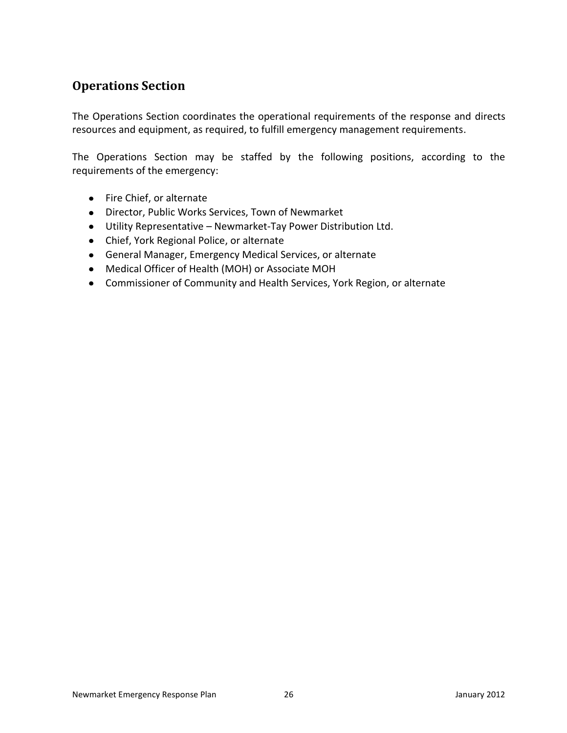## Operations Section

The Operations Section coordinates the operational requirements of the response and directs resources and equipment, as required, to fulfill emergency management requirements.

The Operations Section may be staffed by the following positions, according to the requirements of the emergency:

- Fire Chief, or alternate
- Director, Public Works Services, Town of Newmarket
- Utility Representative – Newmarket-Tay Power Distribution Ltd.
- Chief, York Regional Police, or alternate
- General Manager, Emergency Medical Services, or alternate
- Medical Officer of Health (MOH) or Associate MOH
- Commissioner of Community and Health Services, York Region, or alternate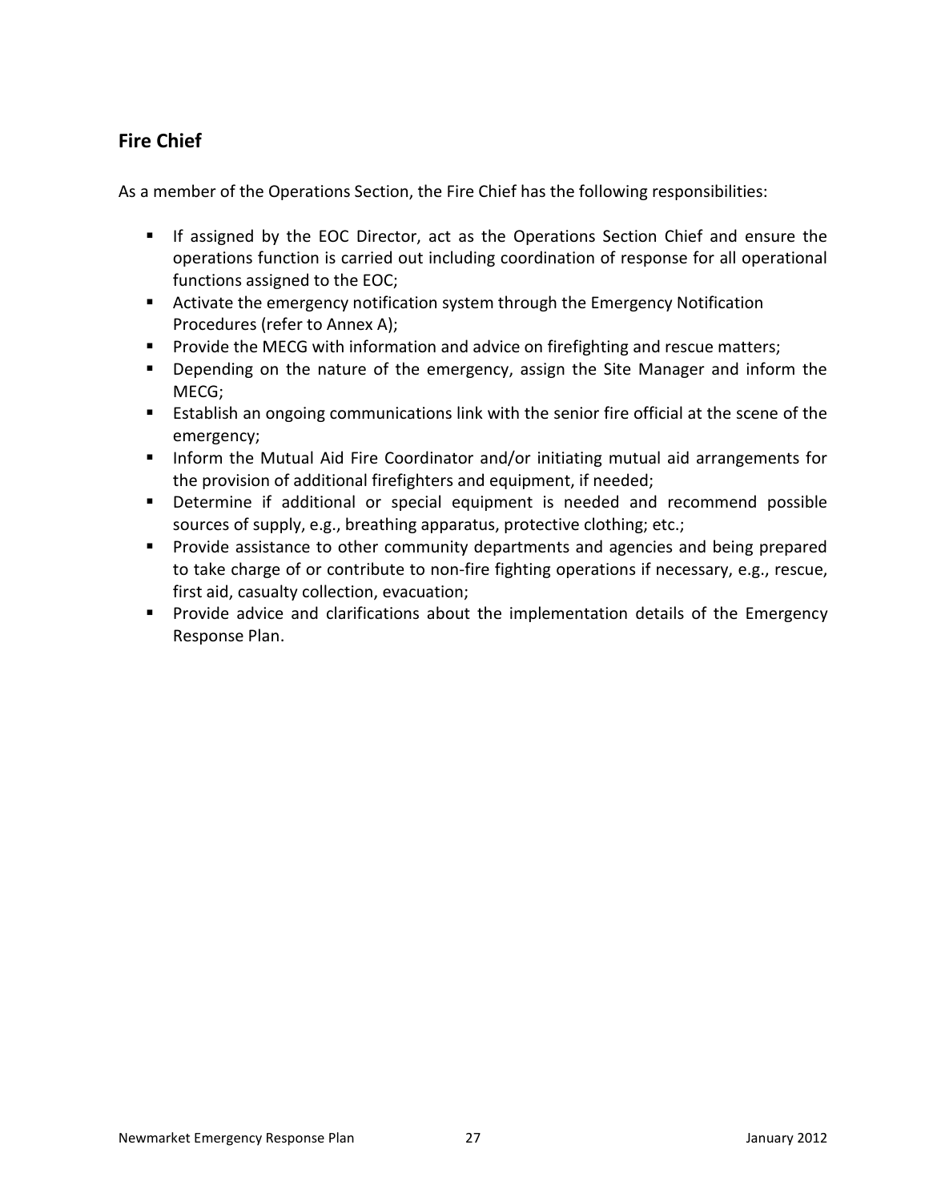## Fire Chief

As a member of the Operations Section, the Fire Chief has the following responsibilities:

- If assigned by the EOC Director, act as the Operations Section Chief and ensure the operations function is carried out including coordination of response for all operational functions assigned to the EOC;
- Activate the emergency notification system through the Emergency Notification Procedures (refer to Annex A);
- Provide the MECG with information and advice on firefighting and rescue matters;
- Depending on the nature of the emergency, assign the Site Manager and inform the MECG;
- Establish an ongoing communications link with the senior fire official at the scene of the emergency;
- Inform the Mutual Aid Fire Coordinator and/or initiating mutual aid arrangements for the provision of additional firefighters and equipment, if needed;
- Determine if additional or special equipment is needed and recommend possible sources of supply, e.g., breathing apparatus, protective clothing; etc.;
- Provide assistance to other community departments and agencies and being prepared to take charge of or contribute to non-fire fighting operations if necessary, e.g., rescue, first aid, casualty collection, evacuation;
- Provide advice and clarifications about the implementation details of the Emergency Response Plan.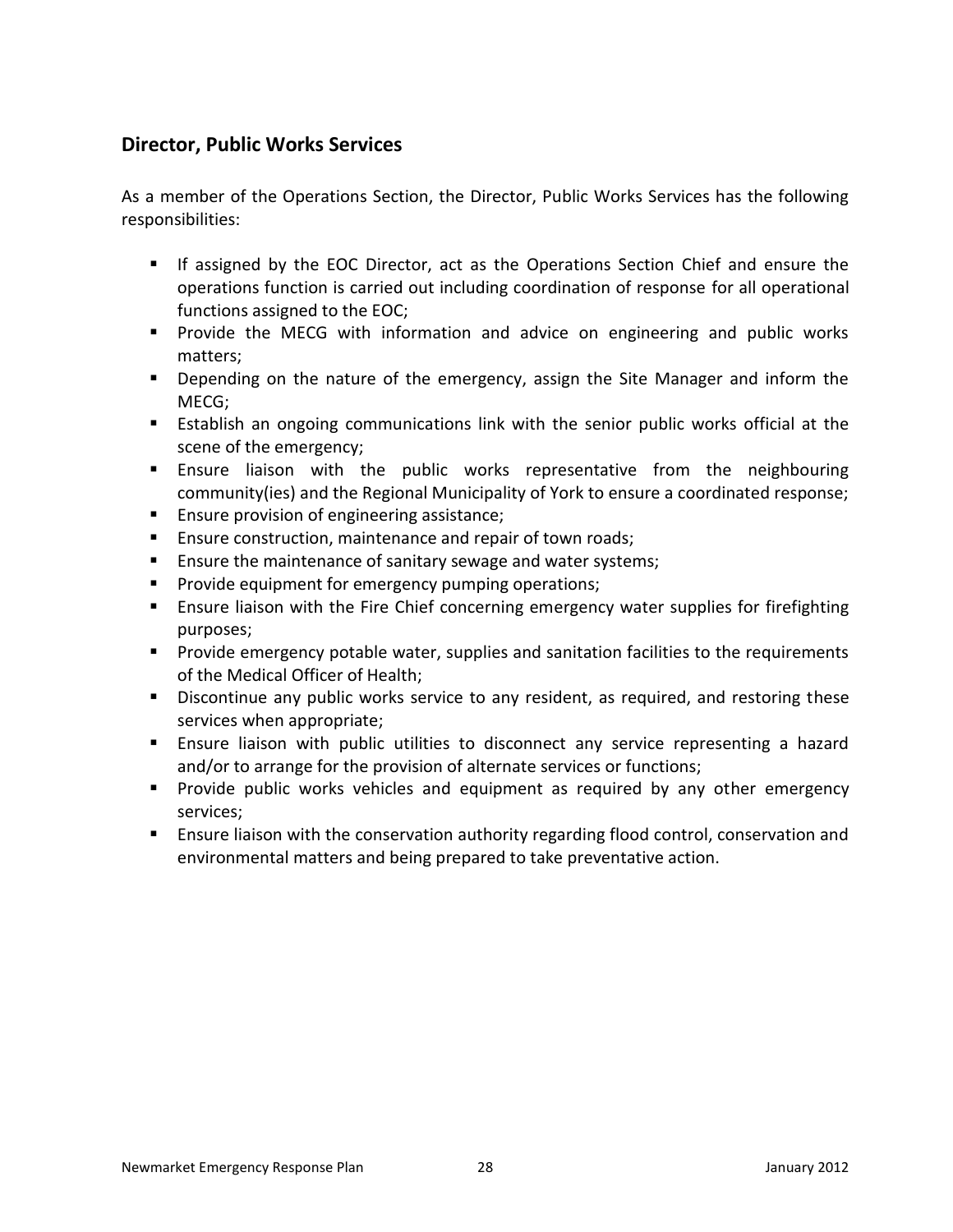## Director, Public Works Services

As a member of the Operations Section, the Director, Public Works Services has the following responsibilities:

- If assigned by the EOC Director, act as the Operations Section Chief and ensure the operations function is carried out including coordination of response for all operational functions assigned to the EOC;
- Provide the MECG with information and advice on engineering and public works matters;
- Depending on the nature of the emergency, assign the Site Manager and inform the MECG;
- Establish an ongoing communications link with the senior public works official at the scene of the emergency;
- Ensure liaison with the public works representative from the neighbouring community(ies) and the Regional Municipality of York to ensure a coordinated response;
- Ensure provision of engineering assistance;
- Ensure construction, maintenance and repair of town roads;
- Ensure the maintenance of sanitary sewage and water systems;
- Provide equipment for emergency pumping operations;
- Ensure liaison with the Fire Chief concerning emergency water supplies for firefighting purposes;
- Provide emergency potable water, supplies and sanitation facilities to the requirements of the Medical Officer of Health;
- Discontinue any public works service to any resident, as required, and restoring these services when appropriate;
- Ensure liaison with public utilities to disconnect any service representing a hazard and/or to arrange for the provision of alternate services or functions;
- Provide public works vehicles and equipment as required by any other emergency services;
- Ensure liaison with the conservation authority regarding flood control, conservation and environmental matters and being prepared to take preventative action.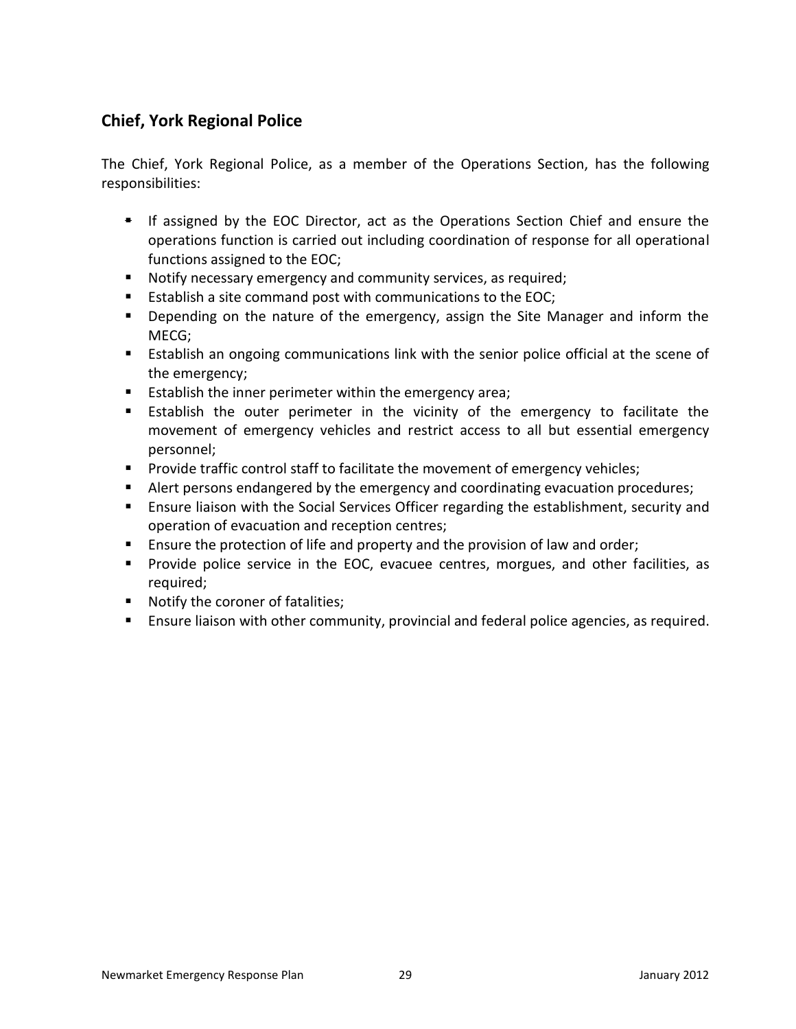## Chief, York Regional Police

The Chief, York Regional Police, as a member of the Operations Section, has the following responsibilities:

- If assigned by the EOC Director, act as the Operations Section Chief and ensure the operations function is carried out including coordination of response for all operational functions assigned to the EOC;
- Notify necessary emergency and community services, as required;
- Establish a site command post with communications to the EOC;
- Depending on the nature of the emergency, assign the Site Manager and inform the MECG;
- Establish an ongoing communications link with the senior police official at the scene of the emergency;
- Establish the inner perimeter within the emergency area;
- Establish the outer perimeter in the vicinity of the emergency to facilitate the movement of emergency vehicles and restrict access to all but essential emergency personnel;
- Provide traffic control staff to facilitate the movement of emergency vehicles;
- Alert persons endangered by the emergency and coordinating evacuation procedures;
- Ensure liaison with the Social Services Officer regarding the establishment, security and operation of evacuation and reception centres;
- Ensure the protection of life and property and the provision of law and order;
- Provide police service in the EOC, evacuee centres, morgues, and other facilities, as required;
- Notify the coroner of fatalities;
- Ensure liaison with other community, provincial and federal police agencies, as required.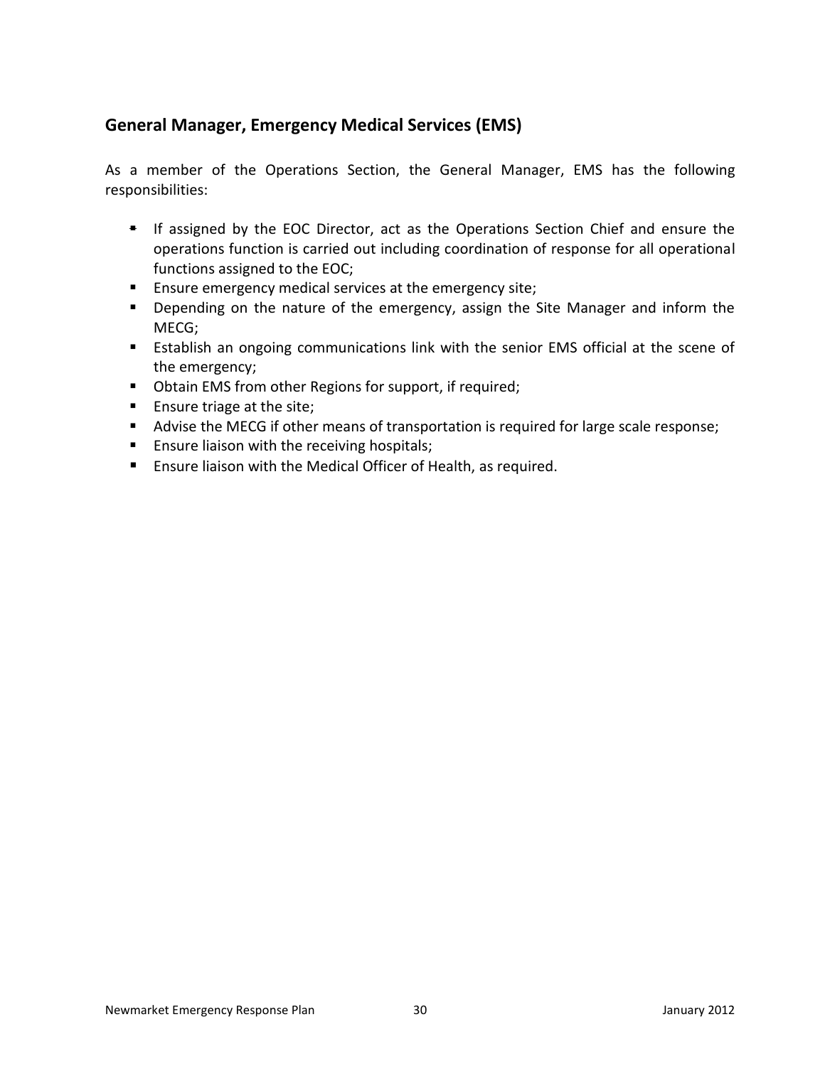## General Manager, Emergency Medical Services (EMS)

As a member of the Operations Section, the General Manager, EMS has the following responsibilities:

- If assigned by the EOC Director, act as the Operations Section Chief and ensure the operations function is carried out including coordination of response for all operational functions assigned to the EOC;
- Ensure emergency medical services at the emergency site;
- Depending on the nature of the emergency, assign the Site Manager and inform the MECG;
- Establish an ongoing communications link with the senior EMS official at the scene of the emergency;
- Obtain EMS from other Regions for support, if required;
- Ensure triage at the site;
- Advise the MECG if other means of transportation is required for large scale response;
- Ensure liaison with the receiving hospitals;
- Ensure liaison with the Medical Officer of Health, as required.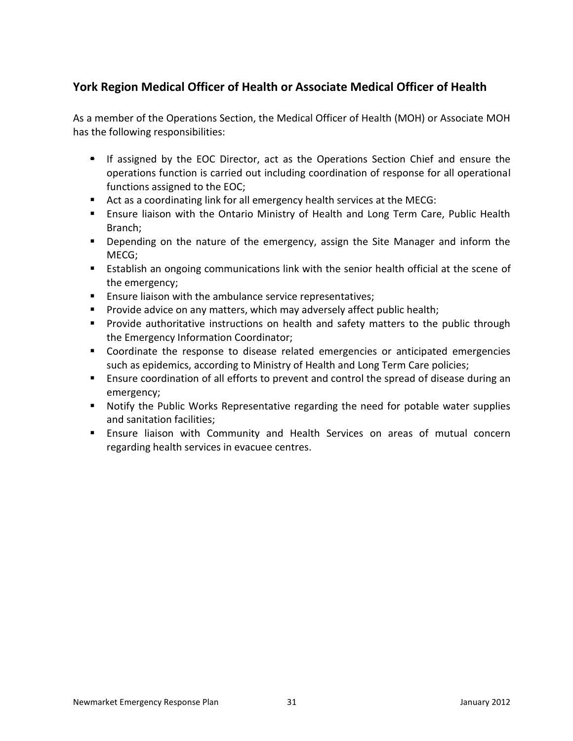## York Region Medical Officer of Health or Associate Medical Officer of Health

As a member of the Operations Section, the Medical Officer of Health (MOH) or Associate MOH has the following responsibilities:

- If assigned by the EOC Director, act as the Operations Section Chief and ensure the operations function is carried out including coordination of response for all operational functions assigned to the EOC;
- Act as a coordinating link for all emergency health services at the MECG:
- Ensure liaison with the Ontario Ministry of Health and Long Term Care, Public Health Branch;
- Depending on the nature of the emergency, assign the Site Manager and inform the MECG;
- Establish an ongoing communications link with the senior health official at the scene of the emergency;
- Ensure liaison with the ambulance service representatives;
- Provide advice on any matters, which may adversely affect public health;
- Provide authoritative instructions on health and safety matters to the public through the Emergency Information Coordinator;
- Coordinate the response to disease related emergencies or anticipated emergencies such as epidemics, according to Ministry of Health and Long Term Care policies;
- Ensure coordination of all efforts to prevent and control the spread of disease during an emergency;
- Notify the Public Works Representative regarding the need for potable water supplies and sanitation facilities;
- Ensure liaison with Community and Health Services on areas of mutual concern regarding health services in evacuee centres.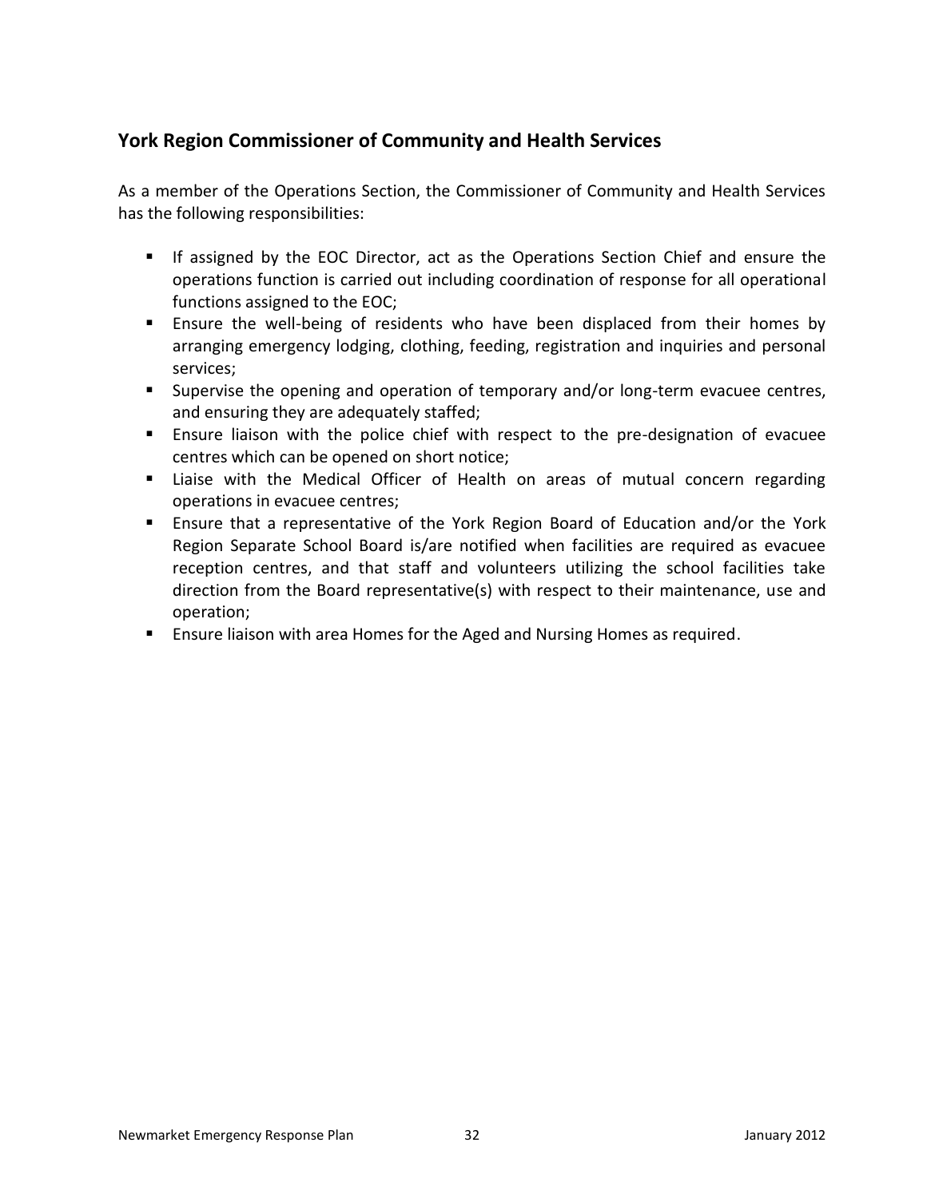## York Region Commissioner of Community and Health Services

As a member of the Operations Section, the Commissioner of Community and Health Services has the following responsibilities:

- If assigned by the EOC Director, act as the Operations Section Chief and ensure the operations function is carried out including coordination of response for all operational functions assigned to the EOC;
- Ensure the well-being of residents who have been displaced from their homes by arranging emergency lodging, clothing, feeding, registration and inquiries and personal services;
- Supervise the opening and operation of temporary and/or long-term evacuee centres, and ensuring they are adequately staffed;
- Ensure liaison with the police chief with respect to the pre-designation of evacuee centres which can be opened on short notice;
- Liaise with the Medical Officer of Health on areas of mutual concern regarding operations in evacuee centres;
- Ensure that a representative of the York Region Board of Education and/or the York Region Separate School Board is/are notified when facilities are required as evacuee reception centres, and that staff and volunteers utilizing the school facilities take direction from the Board representative(s) with respect to their maintenance, use and operation;
- Ensure liaison with area Homes for the Aged and Nursing Homes as required.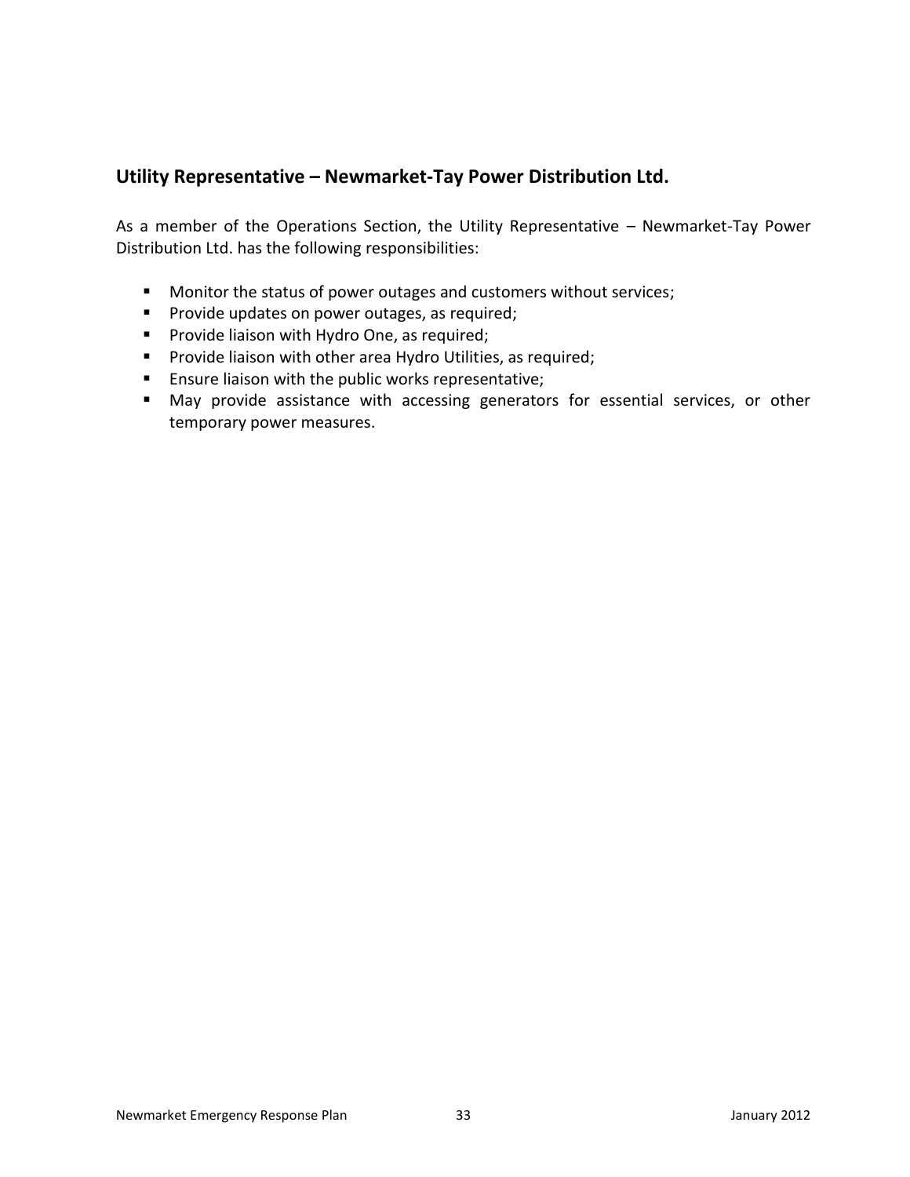## Utility Representative – Newmarket-Tay Power Distribution Ltd.

As a member of the Operations Section, the Utility Representative – Newmarket-Tay Power Distribution Ltd. has the following responsibilities:

- Monitor the status of power outages and customers without services;
- Provide updates on power outages, as required;
- Provide liaison with Hydro One, as required;
- Provide liaison with other area Hydro Utilities, as required;
- Ensure liaison with the public works representative;
- May provide assistance with accessing generators for essential services, or other temporary power measures.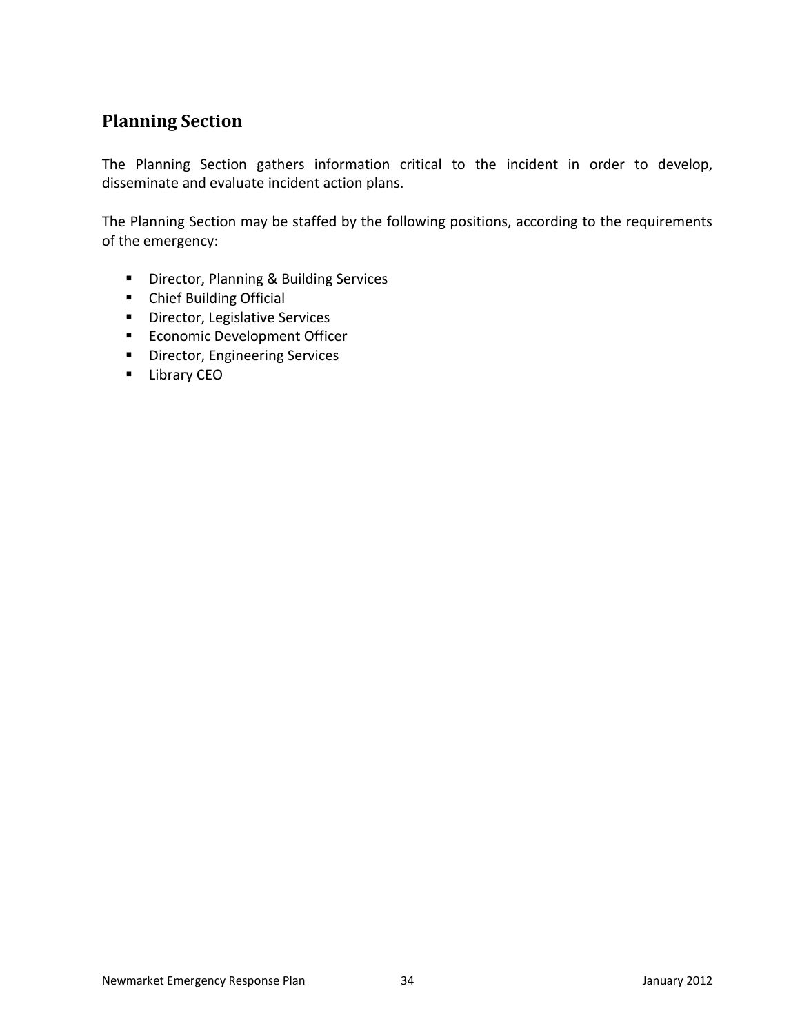## Planning Section

The Planning Section gathers information critical to the incident in order to develop, disseminate and evaluate incident action plans.

The Planning Section may be staffed by the following positions, according to the requirements of the emergency:

- Director, Planning & Building Services
- Chief Building Official
- Director, Legislative Services
- Economic Development Officer
- Director, Engineering Services
- Library CEO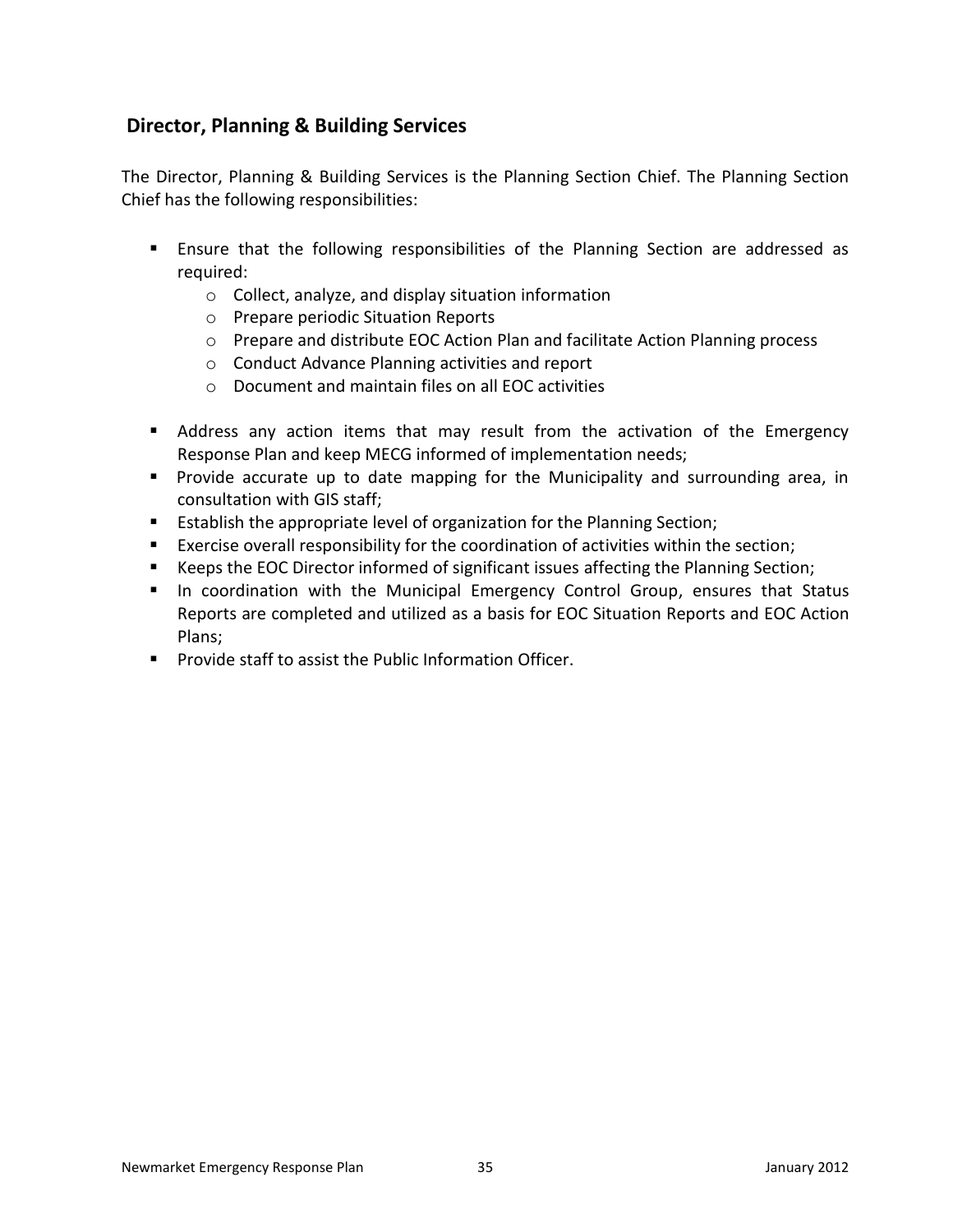## Director, Planning & Building Services

The Director, Planning & Building Services is the Planning Section Chief. The Planning Section Chief has the following responsibilities:

- Ensure that the following responsibilities of the Planning Section are addressed as required:
    - Collect, analyze, and display situation information
    - Prepare periodic Situation Reports
    - Prepare and distribute EOC Action Plan and facilitate Action Planning process
    - Conduct Advance Planning activities and report
    - Document and maintain files on all EOC activities

- Address any action items that may result from the activation of the Emergency Response Plan and keep MECG informed of implementation needs;
- Provide accurate up to date mapping for the Municipality and surrounding area, in consultation with GIS staff;
- Establish the appropriate level of organization for the Planning Section;
- Exercise overall responsibility for the coordination of activities within the section;
- Keeps the EOC Director informed of significant issues affecting the Planning Section;
- In coordination with the Municipal Emergency Control Group, ensures that Status Reports are completed and utilized as a basis for EOC Situation Reports and EOC Action Plans;
- Provide staff to assist the Public Information Officer.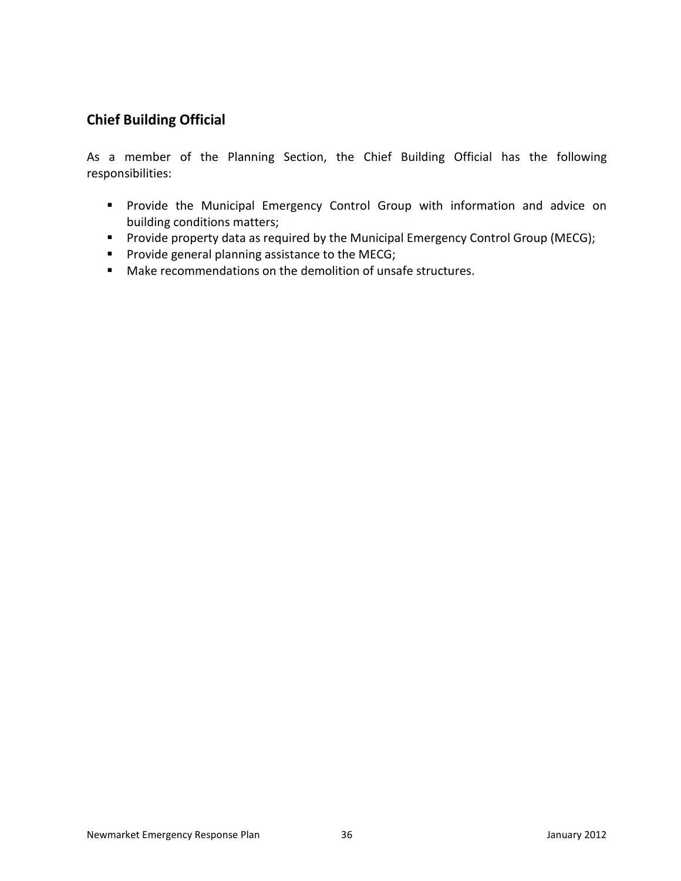## Chief Building Official

As a member of the Planning Section, the Chief Building Official has the following responsibilities:

- Provide the Municipal Emergency Control Group with information and advice on building conditions matters;
- Provide property data as required by the Municipal Emergency Control Group (MECG);
- Provide general planning assistance to the MECG;
- Make recommendations on the demolition of unsafe structures.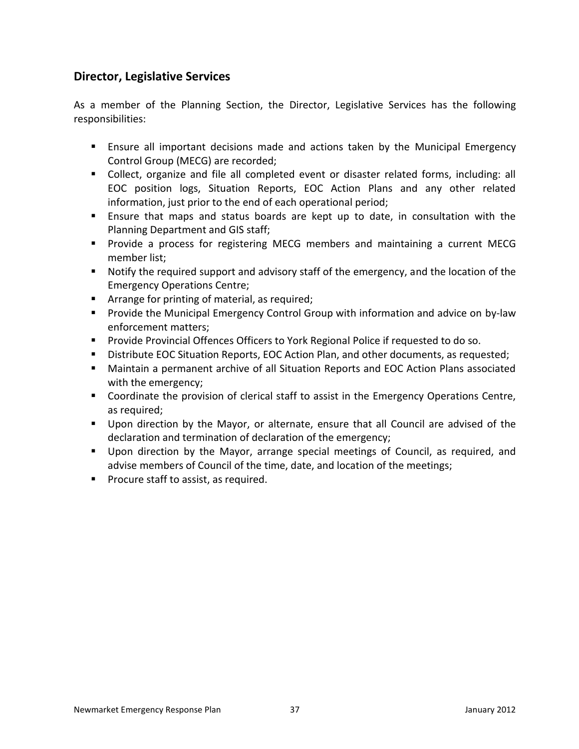## Director, Legislative Services

As a member of the Planning Section, the Director, Legislative Services has the following responsibilities:

- Ensure all important decisions made and actions taken by the Municipal Emergency Control Group (MECG) are recorded;
- Collect, organize and file all completed event or disaster related forms, including: all EOC position logs, Situation Reports, EOC Action Plans and any other related information, just prior to the end of each operational period;
- Ensure that maps and status boards are kept up to date, in consultation with the Planning Department and GIS staff;
- Provide a process for registering MECG members and maintaining a current MECG member list;
- Notify the required support and advisory staff of the emergency, and the location of the Emergency Operations Centre;
- Arrange for printing of material, as required;
- Provide the Municipal Emergency Control Group with information and advice on by-law enforcement matters;
- Provide Provincial Offences Officers to York Regional Police if requested to do so.
- Distribute EOC Situation Reports, EOC Action Plan, and other documents, as requested;
- Maintain a permanent archive of all Situation Reports and EOC Action Plans associated with the emergency;
- Coordinate the provision of clerical staff to assist in the Emergency Operations Centre, as required;
- Upon direction by the Mayor, or alternate, ensure that all Council are advised of the declaration and termination of declaration of the emergency;
- Upon direction by the Mayor, arrange special meetings of Council, as required, and advise members of Council of the time, date, and location of the meetings;
- Procure staff to assist, as required.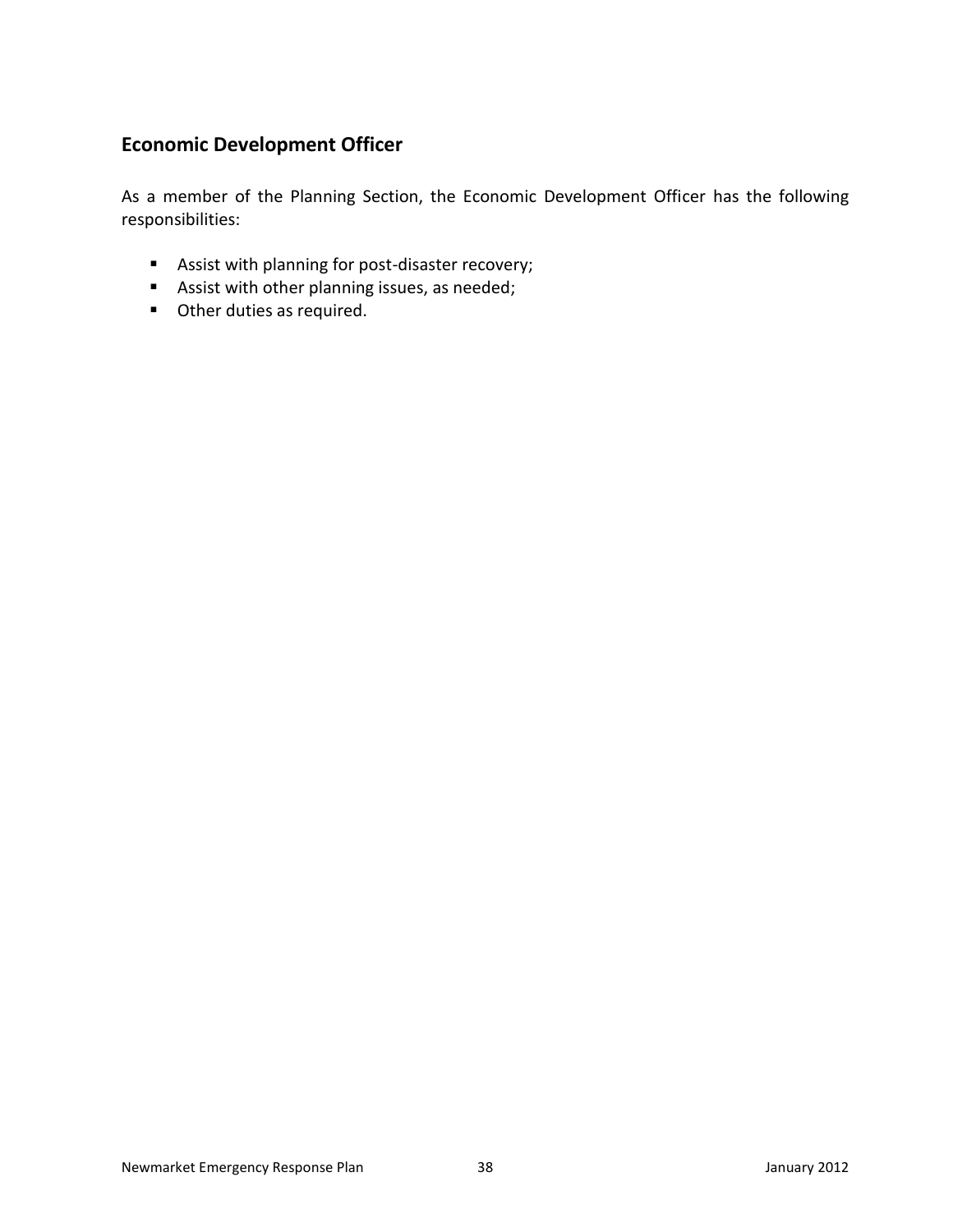## Economic Development Officer

As a member of the Planning Section, the Economic Development Officer has the following responsibilities:

- Assist with planning for post-disaster recovery;
- Assist with other planning issues, as needed;
- Other duties as required.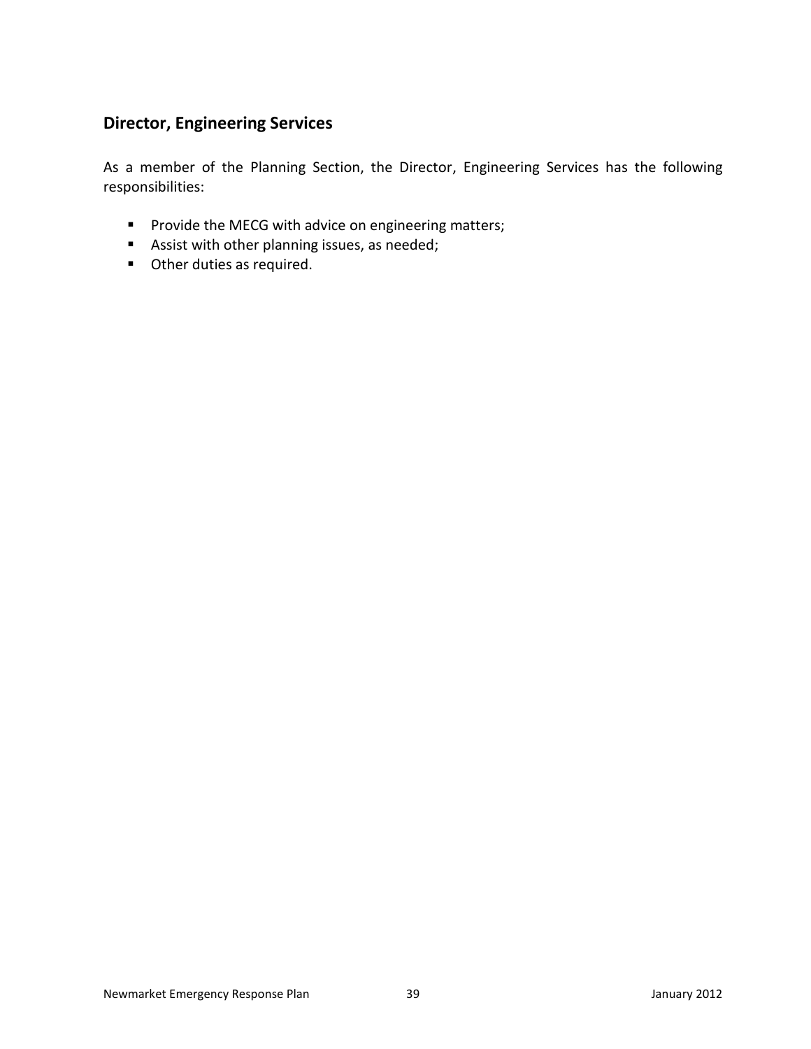## Director, Engineering Services

As a member of the Planning Section, the Director, Engineering Services has the following responsibilities:

- Provide the MECG with advice on engineering matters;
- Assist with other planning issues, as needed;
- Other duties as required.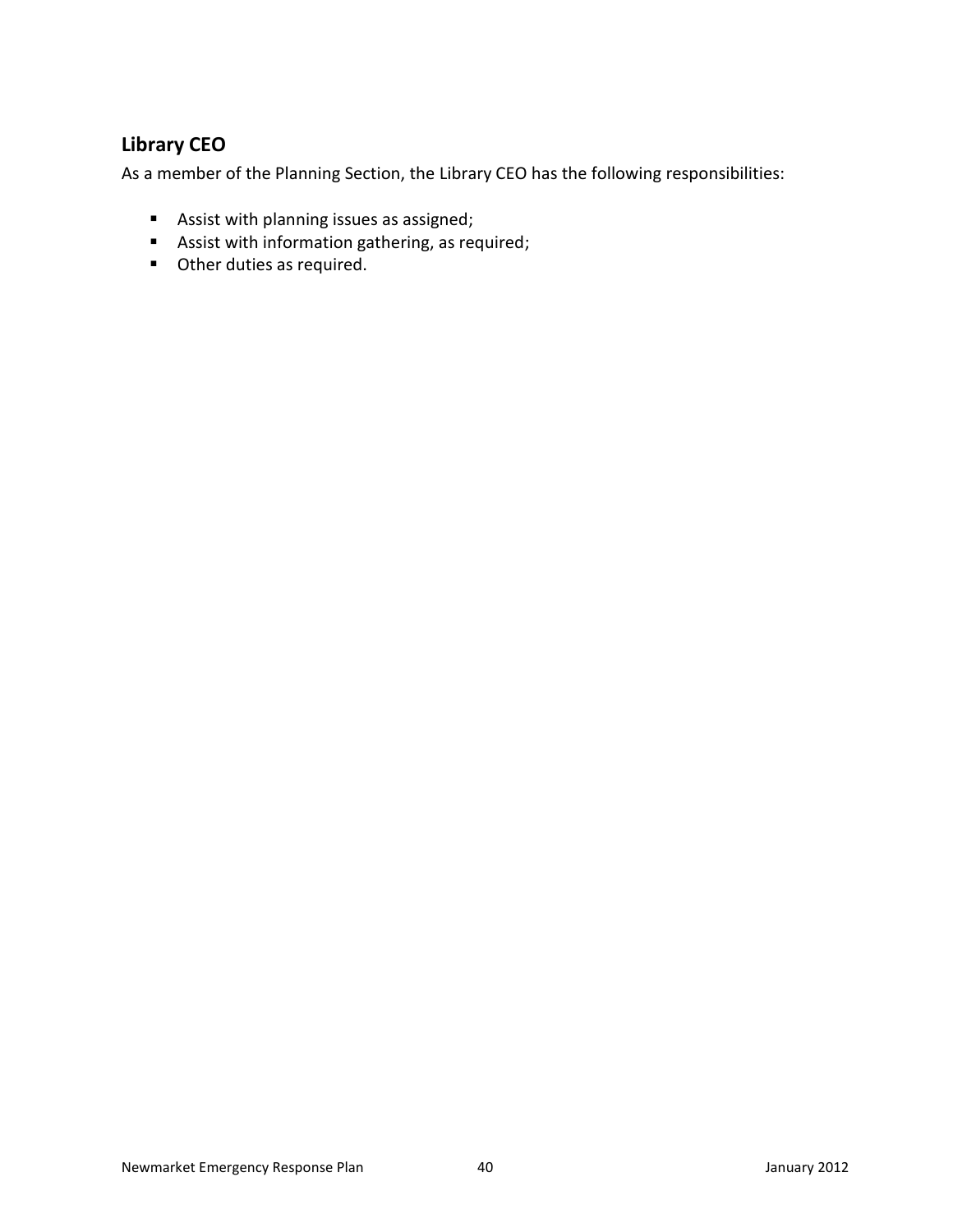## Library CEO

As a member of the Planning Section, the Library CEO has the following responsibilities:

- Assist with planning issues as assigned;
- Assist with information gathering, as required;
- Other duties as required.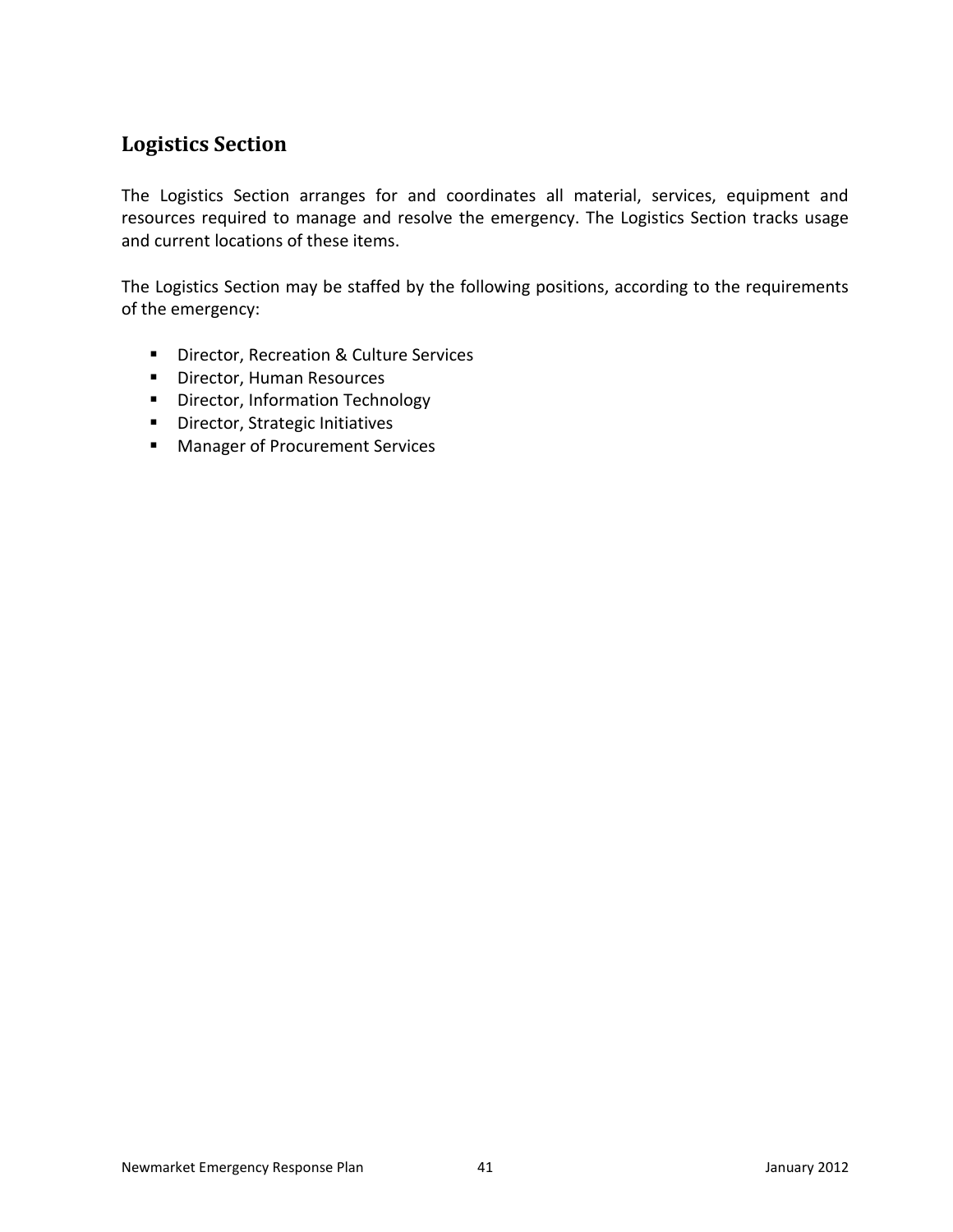## Logistics Section

The Logistics Section arranges for and coordinates all material, services, equipment and resources required to manage and resolve the emergency. The Logistics Section tracks usage and current locations of these items.

The Logistics Section may be staffed by the following positions, according to the requirements of the emergency:

- Director, Recreation & Culture Services
- Director, Human Resources
- Director, Information Technology
- Director, Strategic Initiatives
- Manager of Procurement Services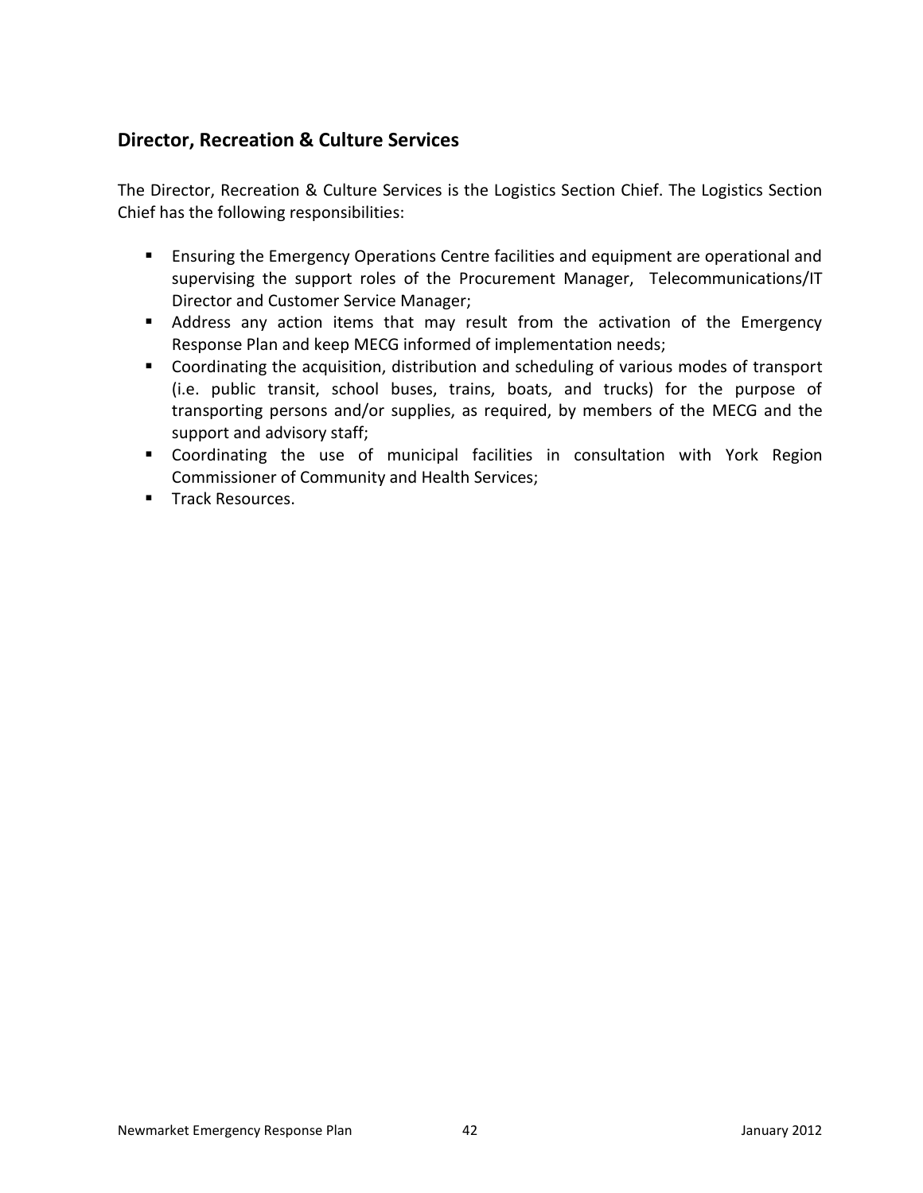## Director, Recreation & Culture Services

The Director, Recreation & Culture Services is the Logistics Section Chief. The Logistics Section Chief has the following responsibilities:

- Ensuring the Emergency Operations Centre facilities and equipment are operational and supervising the support roles of the Procurement Manager, Telecommunications/IT Director and Customer Service Manager;
- Address any action items that may result from the activation of the Emergency Response Plan and keep MECG informed of implementation needs;
- Coordinating the acquisition, distribution and scheduling of various modes of transport (i.e. public transit, school buses, trains, boats, and trucks) for the purpose of transporting persons and/or supplies, as required, by members of the MECG and the support and advisory staff;
- Coordinating the use of municipal facilities in consultation with York Region Commissioner of Community and Health Services;
- Track Resources.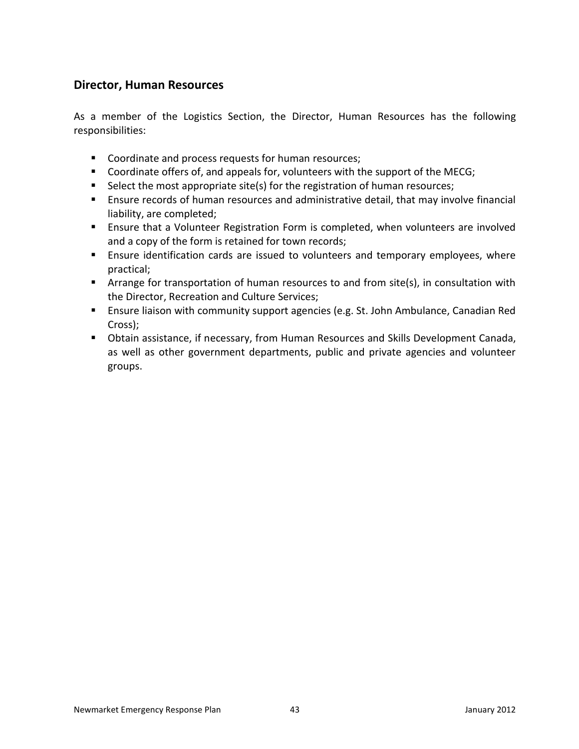## Director, Human Resources

As a member of the Logistics Section, the Director, Human Resources has the following responsibilities:

- Coordinate and process requests for human resources;
- Coordinate offers of, and appeals for, volunteers with the support of the MECG;
- Select the most appropriate site(s) for the registration of human resources;
- Ensure records of human resources and administrative detail, that may involve financial liability, are completed;
- Ensure that a Volunteer Registration Form is completed, when volunteers are involved and a copy of the form is retained for town records;
- Ensure identification cards are issued to volunteers and temporary employees, where practical;
- Arrange for transportation of human resources to and from site(s), in consultation with the Director, Recreation and Culture Services;
- Ensure liaison with community support agencies (e.g. St. John Ambulance, Canadian Red Cross);
- Obtain assistance, if necessary, from Human Resources and Skills Development Canada, as well as other government departments, public and private agencies and volunteer groups.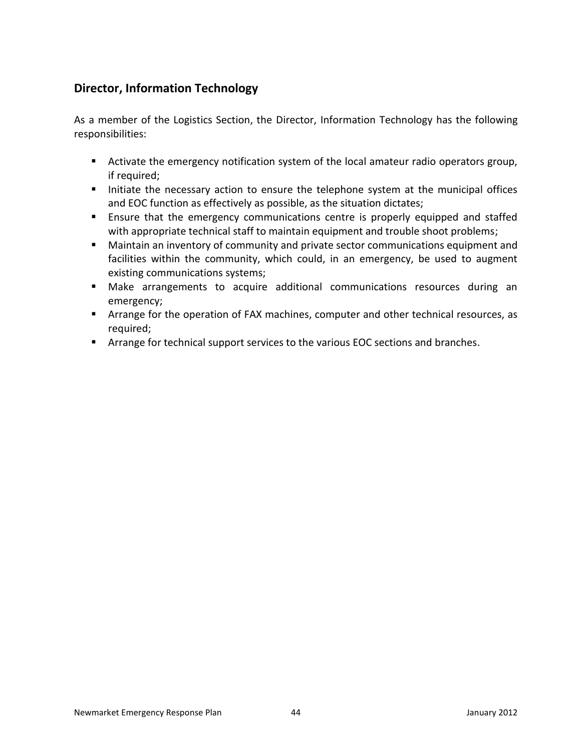## Director, Information Technology

As a member of the Logistics Section, the Director, Information Technology has the following responsibilities:

- Activate the emergency notification system of the local amateur radio operators group, if required;
- Initiate the necessary action to ensure the telephone system at the municipal offices and EOC function as effectively as possible, as the situation dictates;
- Ensure that the emergency communications centre is properly equipped and staffed with appropriate technical staff to maintain equipment and trouble shoot problems;
- Maintain an inventory of community and private sector communications equipment and facilities within the community, which could, in an emergency, be used to augment existing communications systems;
- Make arrangements to acquire additional communications resources during an emergency;
- Arrange for the operation of FAX machines, computer and other technical resources, as required;
- Arrange for technical support services to the various EOC sections and branches.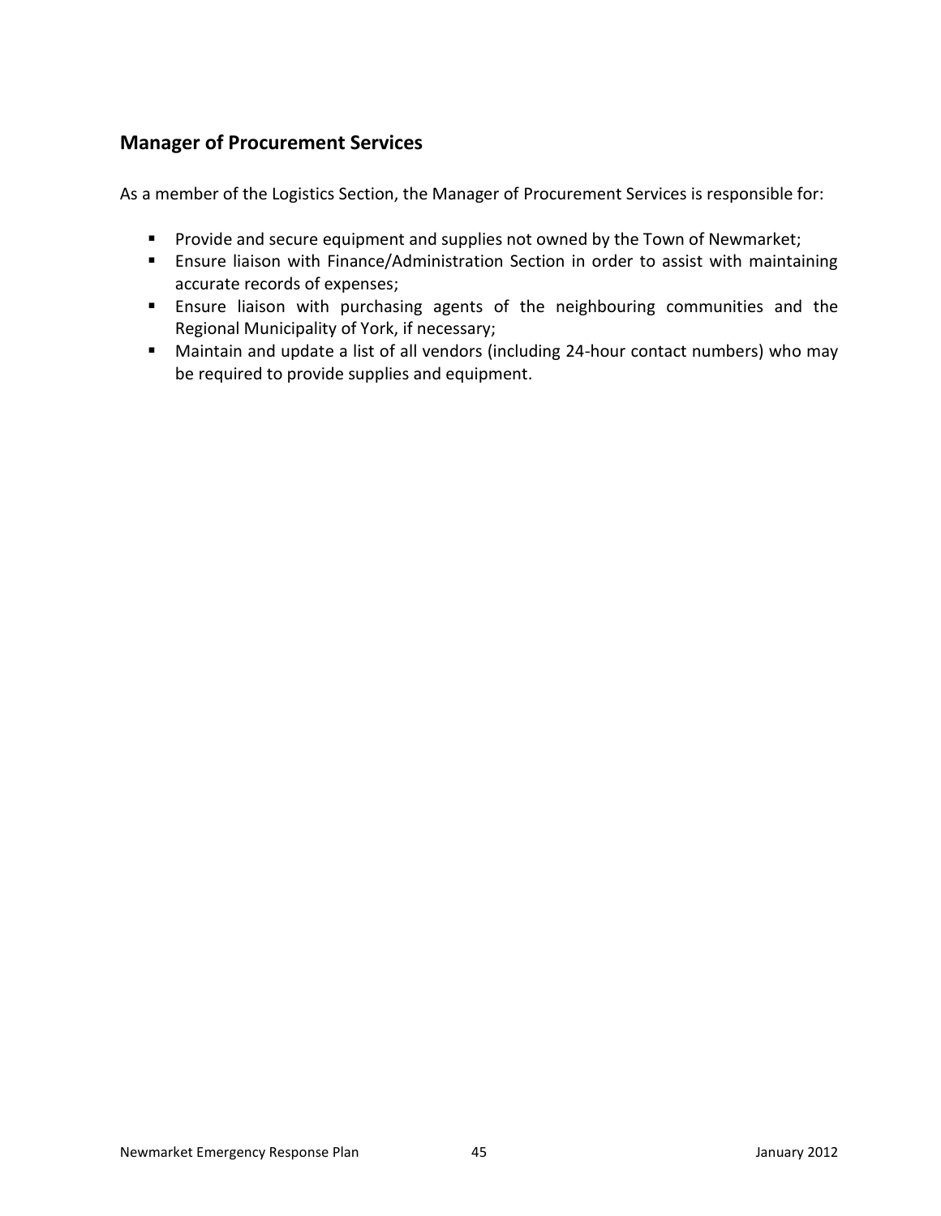## Manager of Procurement Services

As a member of the Logistics Section, the Manager of Procurement Services is responsible for:

- Provide and secure equipment and supplies not owned by the Town of Newmarket;
- Ensure liaison with Finance/Administration Section in order to assist with maintaining accurate records of expenses;
- Ensure liaison with purchasing agents of the neighbouring communities and the Regional Municipality of York, if necessary;
- Maintain and update a list of all vendors (including 24-hour contact numbers) who may be required to provide supplies and equipment.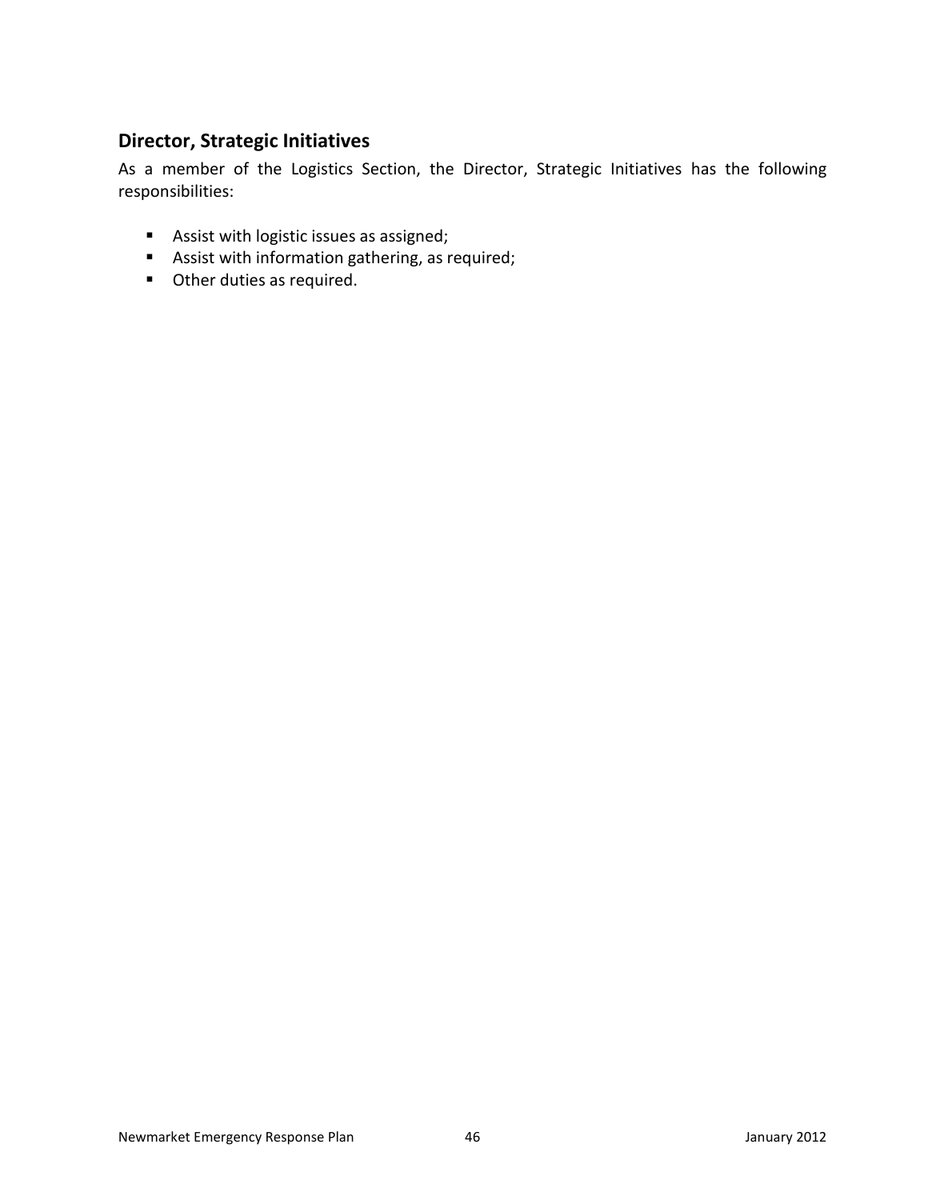## Director, Strategic Initiatives

As a member of the Logistics Section, the Director, Strategic Initiatives has the following responsibilities:

- Assist with logistic issues as assigned;
- Assist with information gathering, as required;
- Other duties as required.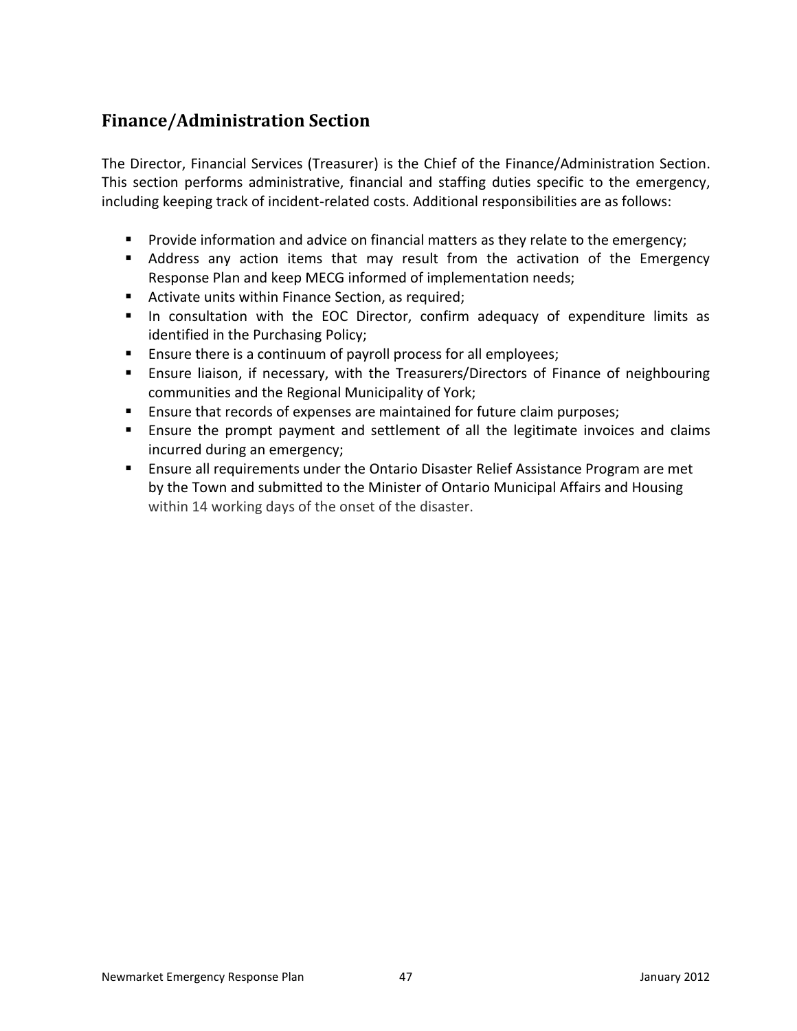## Finance/Administration Section

The Director, Financial Services (Treasurer) is the Chief of the Finance/Administration Section. This section performs administrative, financial and staffing duties specific to the emergency, including keeping track of incident-related costs. Additional responsibilities are as follows:

- Provide information and advice on financial matters as they relate to the emergency;
- Address any action items that may result from the activation of the Emergency Response Plan and keep MECG informed of implementation needs;
- Activate units within Finance Section, as required;
- In consultation with the EOC Director, confirm adequacy of expenditure limits as identified in the Purchasing Policy;
- Ensure there is a continuum of payroll process for all employees;
- Ensure liaison, if necessary, with the Treasurers/Directors of Finance of neighbouring communities and the Regional Municipality of York;
- Ensure that records of expenses are maintained for future claim purposes;
- Ensure the prompt payment and settlement of all the legitimate invoices and claims incurred during an emergency;
- Ensure all requirements under the Ontario Disaster Relief Assistance Program are met by the Town and submitted to the Minister of Ontario Municipal Affairs and Housing within 14 working days of the onset of the disaster.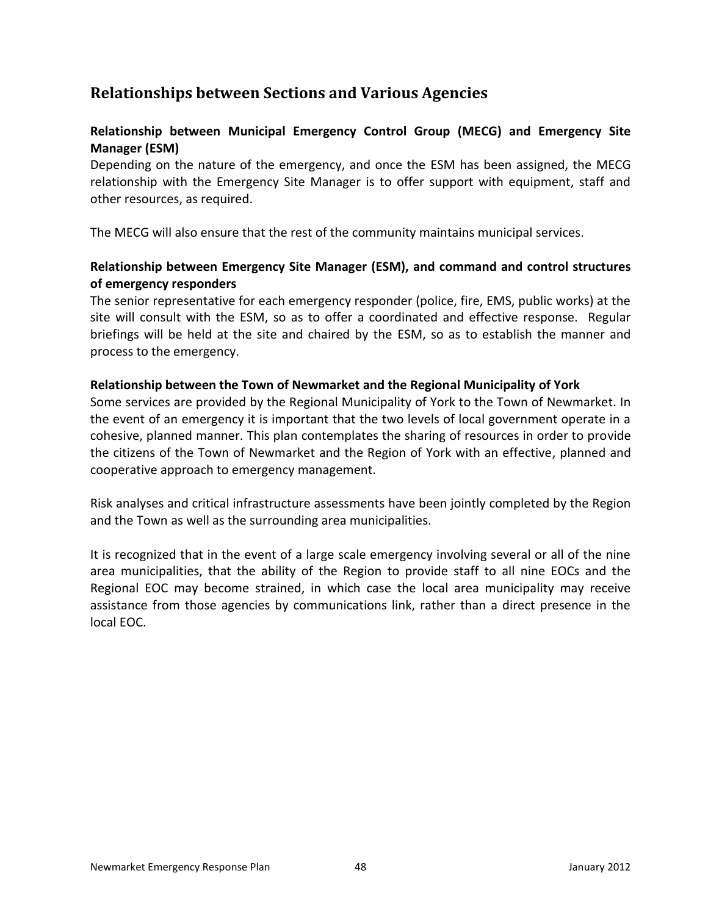## Relationships between Sections and Various Agencies

### Relationship between Municipal Emergency Control Group (MECG) and Emergency Site Manager (ESM)

Depending on the nature of the emergency, and once the ESM has been assigned, the MECG relationship with the Emergency Site Manager is to offer support with equipment, staff and other resources, as required.

The MECG will also ensure that the rest of the community maintains municipal services.

### Relationship between Emergency Site Manager (ESM), and command and control structures of emergency responders

The senior representative for each emergency responder (police, fire, EMS, public works) at the site will consult with the ESM, so as to offer a coordinated and effective response. Regular briefings will be held at the site and chaired by the ESM, so as to establish the manner and process to the emergency.

### Relationship between the Town of Newmarket and the Regional Municipality of York

Some services are provided by the Regional Municipality of York to the Town of Newmarket. In the event of an emergency it is important that the two levels of local government operate in a cohesive, planned manner. This plan contemplates the sharing of resources in order to provide the citizens of the Town of Newmarket and the Region of York with an effective, planned and cooperative approach to emergency management.

Risk analyses and critical infrastructure assessments have been jointly completed by the Region and the Town as well as the surrounding area municipalities.

It is recognized that in the event of a large scale emergency involving several or all of the nine area municipalities, that the ability of the Region to provide staff to all nine EOCs and the Regional EOC may become strained, in which case the local area municipality may receive assistance from those agencies by communications link, rather than a direct presence in the local EOC.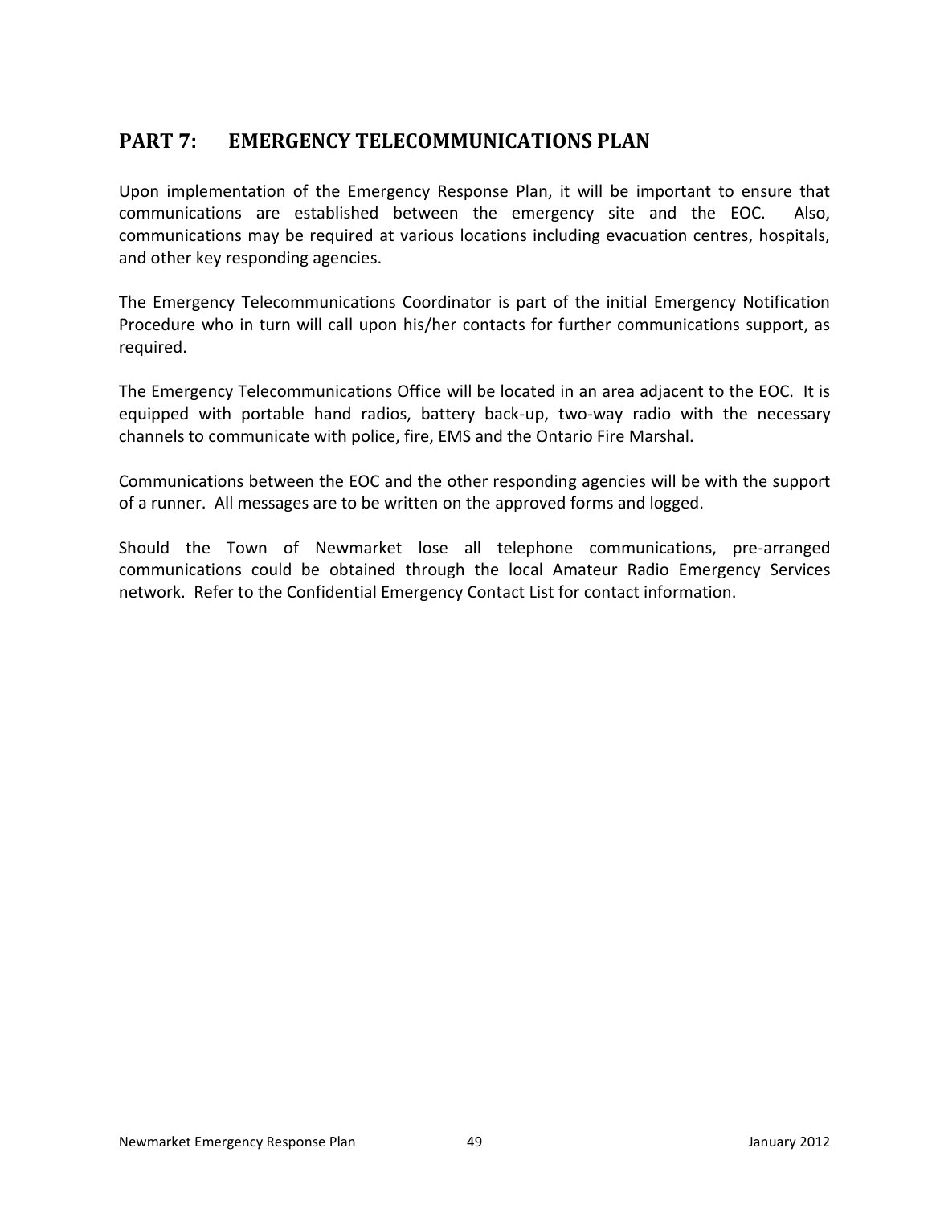## PART 7: EMERGENCY TELECOMMUNICATIONS PLAN

Upon implementation of the Emergency Response Plan, it will be important to ensure that communications are established between the emergency site and the EOC. Also, communications may be required at various locations including evacuation centres, hospitals, and other key responding agencies.

The Emergency Telecommunications Coordinator is part of the initial Emergency Notification Procedure who in turn will call upon his/her contacts for further communications support, as required.

The Emergency Telecommunications Office will be located in an area adjacent to the EOC. It is equipped with portable hand radios, battery back-up, two-way radio with the necessary channels to communicate with police, fire, EMS and the Ontario Fire Marshal.

Communications between the EOC and the other responding agencies will be with the support of a runner. All messages are to be written on the approved forms and logged.

Should the Town of Newmarket lose all telephone communications, pre-arranged communications could be obtained through the local Amateur Radio Emergency Services network. Refer to the Confidential Emergency Contact List for contact information.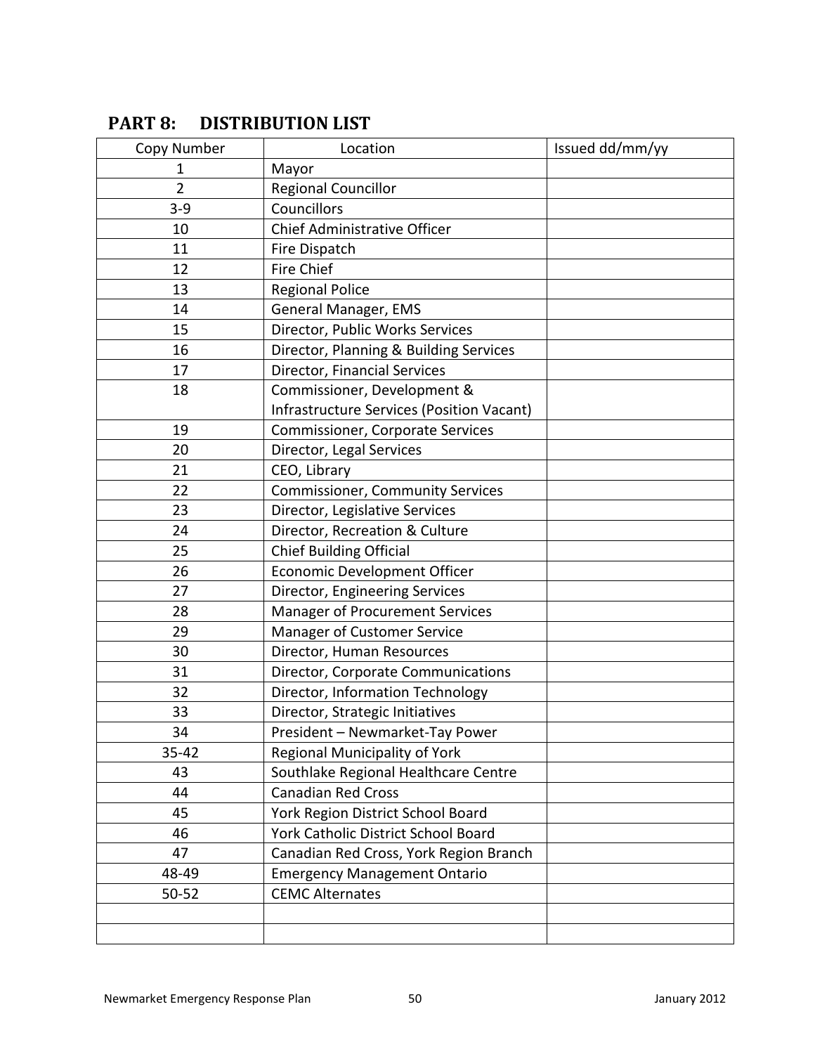## PART 8: DISTRIBUTION LIST

| Copy Number | Location | Issued dd/mm/yy |
|---|---|---|
| 1 | Mayor | |
| 2 | Regional Councillor | |
| 3-9 | Councillors | |
| 10 | Chief Administrative Officer | |
| 11 | Fire Dispatch | |
| 12 | Fire Chief | |
| 13 | Regional Police | |
| 14 | General Manager, EMS | |
| 15 | Director, Public Works Services | |
| 16 | Director, Planning & Building Services | |
| 17 | Director, Financial Services | |
| 18 | Commissioner, Development & Infrastructure Services (Position Vacant) | |
| 19 | Commissioner, Corporate Services | |
| 20 | Director, Legal Services | |
| 21 | CEO, Library | |
| 22 | Commissioner, Community Services | |
| 23 | Director, Legislative Services | |
| 24 | Director, Recreation & Culture | |
| 25 | Chief Building Official | |
| 26 | Economic Development Officer | |
| 27 | Director, Engineering Services | |
| 28 | Manager of Procurement Services | |
| 29 | Manager of Customer Service | |
| 30 | Director, Human Resources | |
| 31 | Director, Corporate Communications | |
| 32 | Director, Information Technology | |
| 33 | Director, Strategic Initiatives | |
| 34 | President – Newmarket-Tay Power | |
| 35-42 | Regional Municipality of York | |
| 43 | Southlake Regional Healthcare Centre | |
| 44 | Canadian Red Cross | |
| 45 | York Region District School Board | |
| 46 | York Catholic District School Board | |
| 47 | Canadian Red Cross, York Region Branch | |
| 48-49 | Emergency Management Ontario | |
| 50-52 | CEMC Alternates | |
| | | |
| | | |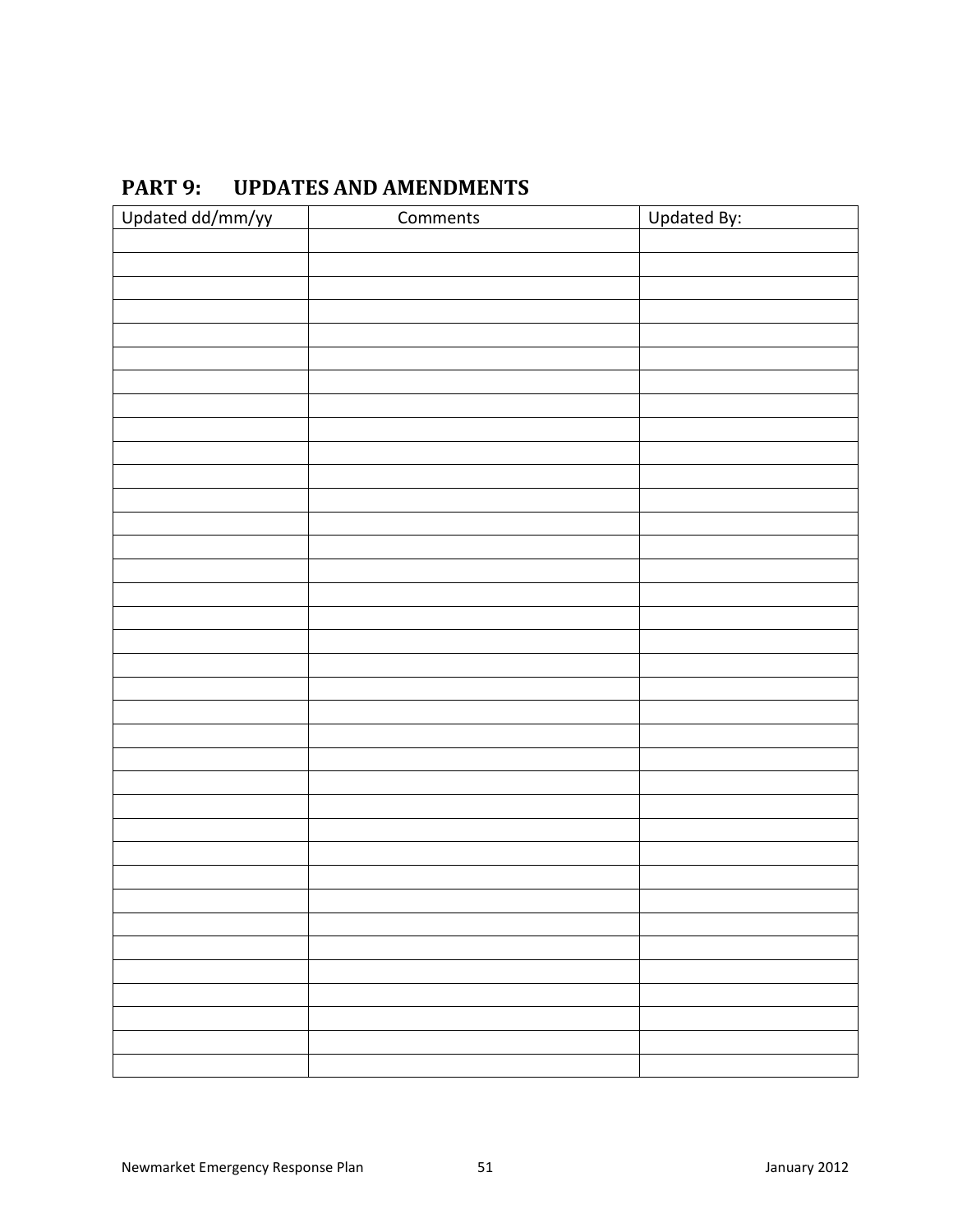## PART 9: UPDATES AND AMENDMENTS

| Updated dd/mm/yy | Comments | Updated By: |
|---|---|---|
| | | |
| | | |
| | | |
| | | |
| | | |
| | | |
| | | |
| | | |
| | | |
| | | |
| | | |
| | | |
| | | |
| | | |
| | | |
| | | |
| | | |
| | | |
| | | |
| | | |
| | | |
| | | |
| | | |
| | | |
| | | |
| | | |
| | | |
| | | |
| | | |
| | | |
| | | |
| | | |
| | | |
| | | |
| | | |
| | | |
| | | |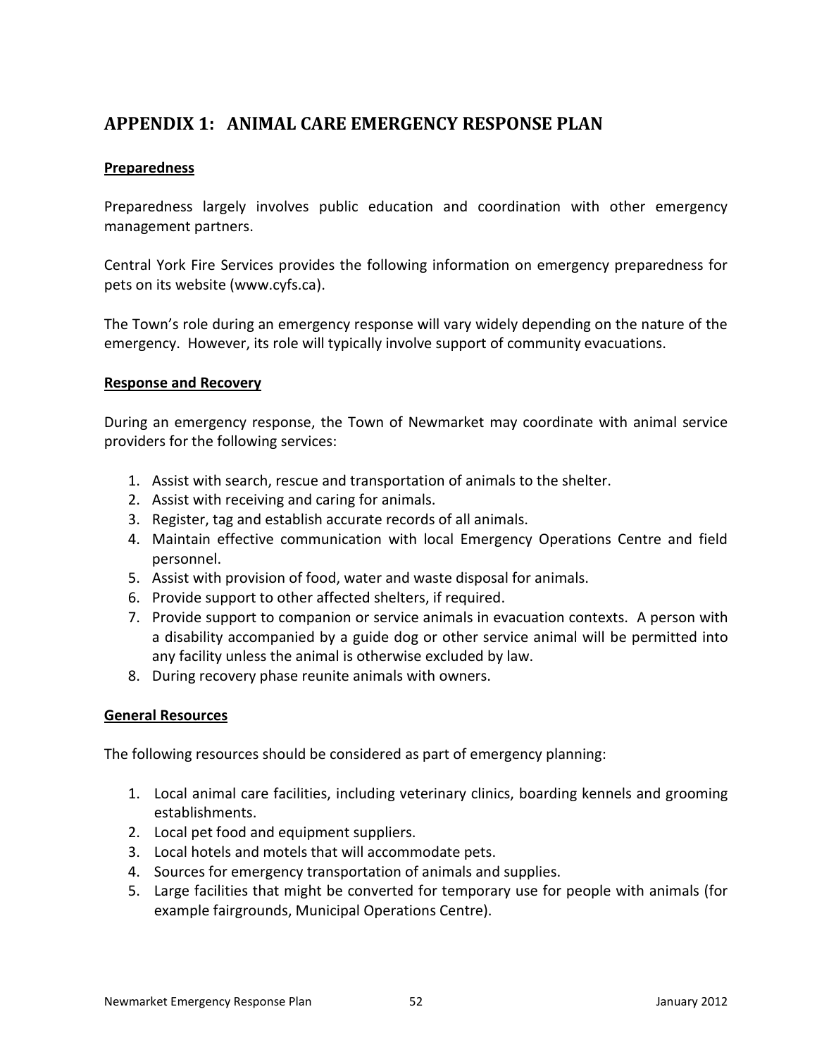# APPENDIX 1: ANIMAL CARE EMERGENCY RESPONSE PLAN

## Preparedness

Preparedness largely involves public education and coordination with other emergency management partners.

Central York Fire Services provides the following information on emergency preparedness for pets on its website (www.cyfs.ca).

The Town's role during an emergency response will vary widely depending on the nature of the emergency. However, its role will typically involve support of community evacuations.

## Response and Recovery

During an emergency response, the Town of Newmarket may coordinate with animal service providers for the following services:

1. Assist with search, rescue and transportation of animals to the shelter.
2. Assist with receiving and caring for animals.
3. Register, tag and establish accurate records of all animals.
4. Maintain effective communication with local Emergency Operations Centre and field personnel.
5. Assist with provision of food, water and waste disposal for animals.
6. Provide support to other affected shelters, if required.
7. Provide support to companion or service animals in evacuation contexts. A person with a disability accompanied by a guide dog or other service animal will be permitted into any facility unless the animal is otherwise excluded by law.
8. During recovery phase reunite animals with owners.

## General Resources

The following resources should be considered as part of emergency planning:

1. Local animal care facilities, including veterinary clinics, boarding kennels and grooming establishments.
2. Local pet food and equipment suppliers.
3. Local hotels and motels that will accommodate pets.
4. Sources for emergency transportation of animals and supplies.
5. Large facilities that might be converted for temporary use for people with animals (for example fairgrounds, Municipal Operations Centre).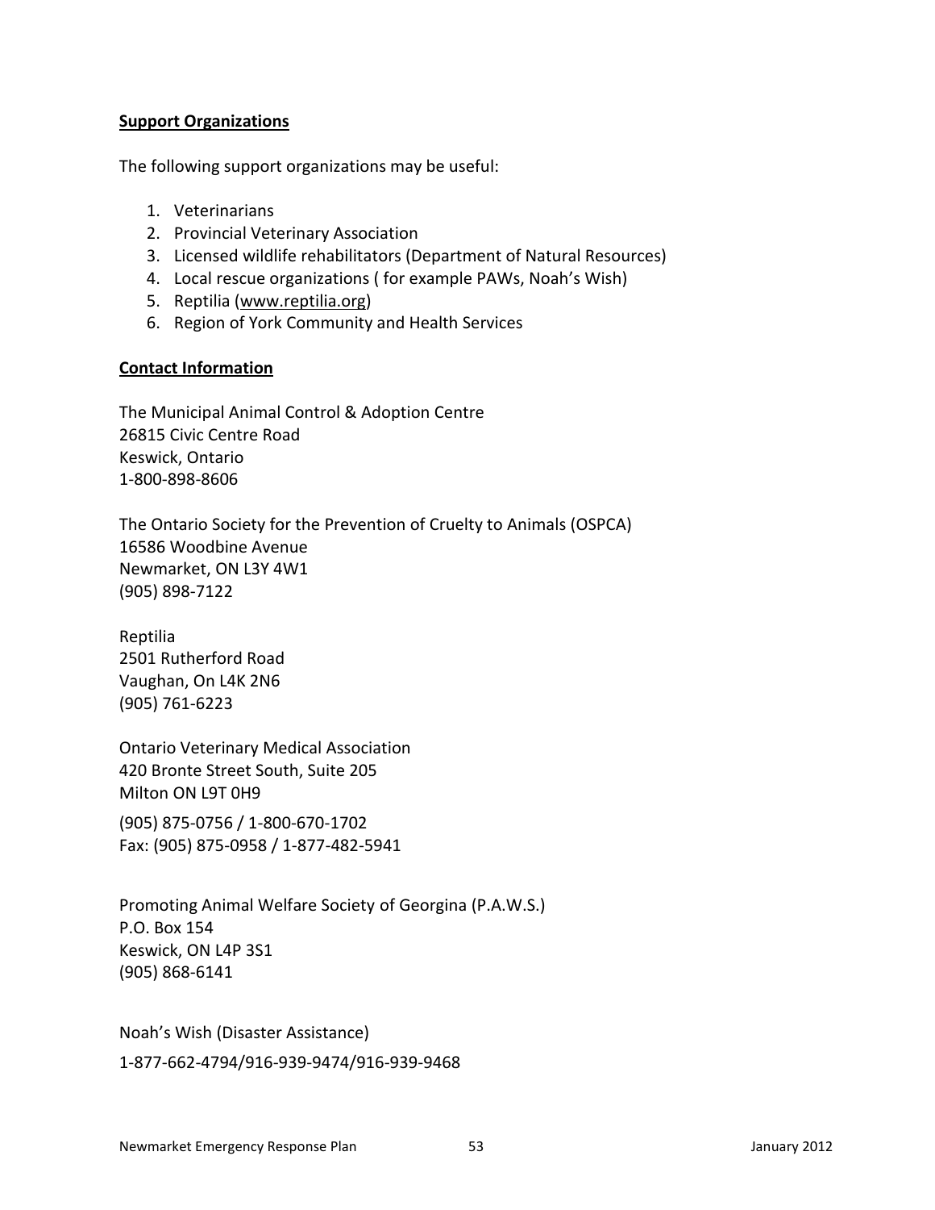**Support Organizations**

The following support organizations may be useful:

1. Veterinarians
2. Provincial Veterinary Association
3. Licensed wildlife rehabilitators (Department of Natural Resources)
4. Local rescue organizations ( for example PAWs, Noah's Wish)
5. Reptilia (www.reptilia.org)
6. Region of York Community and Health Services

**Contact Information**

The Municipal Animal Control & Adoption Centre
26815 Civic Centre Road
Keswick, Ontario
1-800-898-8606

The Ontario Society for the Prevention of Cruelty to Animals (OSPCA)
16586 Woodbine Avenue
Newmarket, ON L3Y 4W1
(905) 898-7122

Reptilia
2501 Rutherford Road
Vaughan, On L4K 2N6
(905) 761-6223

Ontario Veterinary Medical Association
420 Bronte Street South, Suite 205
Milton ON L9T 0H9
(905) 875-0756 / 1-800-670-1702
Fax: (905) 875-0958 / 1-877-482-5941

Promoting Animal Welfare Society of Georgina (P.A.W.S.)
P.O. Box 154
Keswick, ON L4P 3S1
(905) 868-6141

Noah's Wish (Disaster Assistance)
1-877-662-4794/916-939-9474/916-939-9468